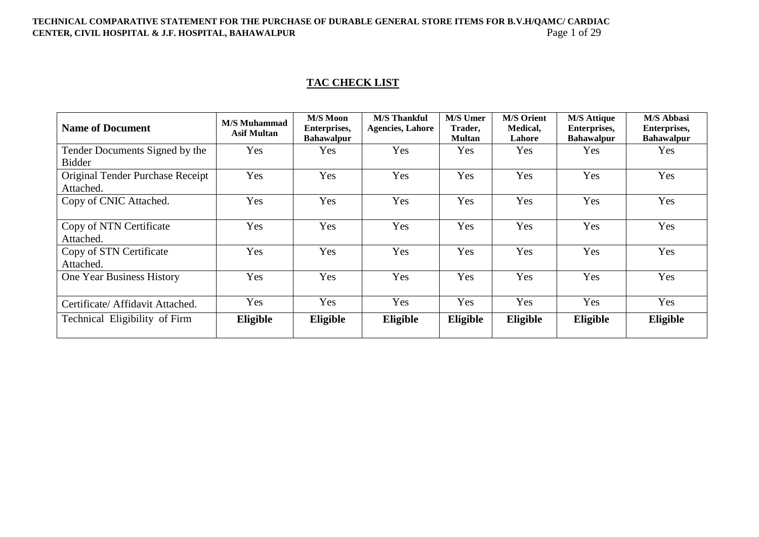## TAC CHECK LIST

| Name of Document | M/S Muhammad Asif Multan | M/S Moon Enterprises, Bahawalpur | M/S Thankful Agencies, Lahore | M/S Umer Trader, Multan | M/S Orient Medical, Lahore | M/S Attique Enterprises, Bahawalpur | M/S Abbasi Enterprises, Bahawalpur |
|---|---|---|---|---|---|---|---|
| Tender Documents Signed by the Bidder | Yes | Yes | Yes | Yes | Yes | Yes | Yes |
| Original Tender Purchase Receipt Attached. | Yes | Yes | Yes | Yes | Yes | Yes | Yes |
| Copy of CNIC Attached. | Yes | Yes | Yes | Yes | Yes | Yes | Yes |
| Copy of NTN Certificate Attached. | Yes | Yes | Yes | Yes | Yes | Yes | Yes |
| Copy of STN Certificate Attached. | Yes | Yes | Yes | Yes | Yes | Yes | Yes |
| One Year Business History | Yes | Yes | Yes | Yes | Yes | Yes | Yes |
| Certificate/ Affidavit Attached. | Yes | Yes | Yes | Yes | Yes | Yes | Yes |
| Technical Eligibility of Firm | **Eligible** | **Eligible** | **Eligible** | **Eligible** | **Eligible** | **Eligible** | **Eligible** |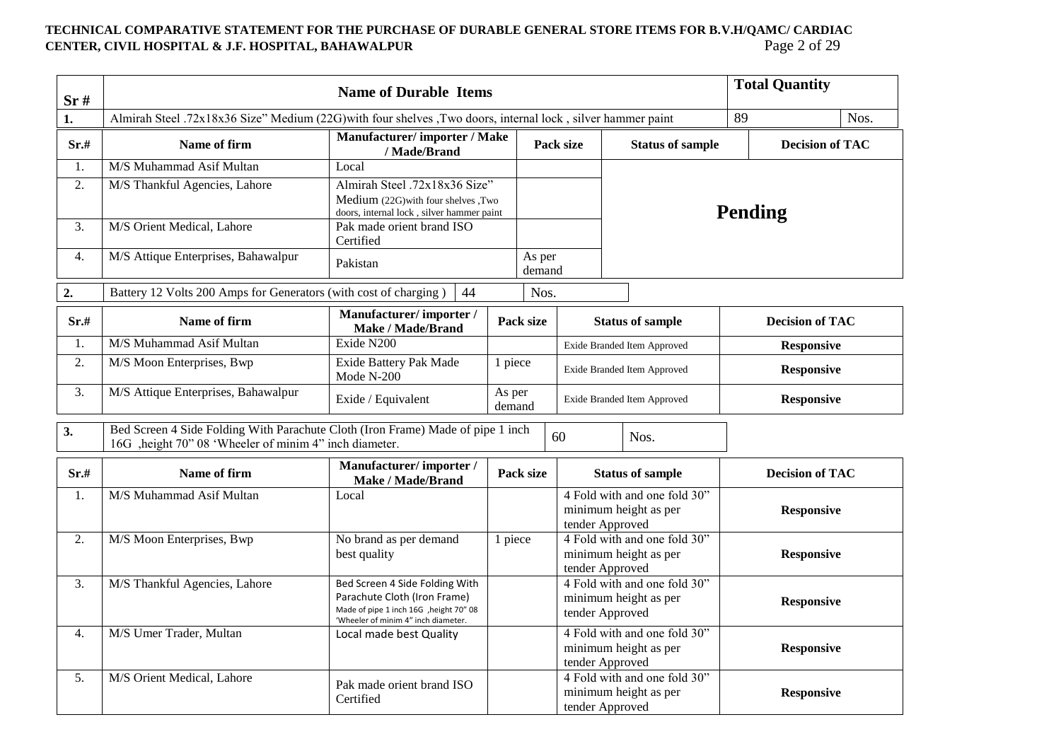| Sr # | Name of Durable Items | Total Quantity | |
|---|---|---|---|
| 1. | Almirah Steel .72x18x36 Size" Medium (22G)with four shelves ,Two doors, internal lock , silver hammer paint | 89 | Nos. |

| Sr.# | Name of firm | Manufacturer/ importer / Make / Made/Brand | Pack size | Status of sample | Decision of TAC |
|---|---|---|---|---|---|
| 1. | M/S Muhammad Asif Multan | Local | | **Pending** | |
| 2. | M/S Thankful Agencies, Lahore | Almirah Steel .72x18x36 Size" Medium (22G)with four shelves ,Two doors, internal lock , silver hammer paint | | | |
| 3. | M/S Orient Medical, Lahore | Pak made orient brand ISO Certified | | | |
| 4. | M/S Attique Enterprises, Bahawalpur | Pakistan | As per demand | | |

| 2. | Battery 12 Volts 200 Amps for Generators (with cost of charging ) | 44 | Nos. |
|---|---|---|---|

| Sr.# | Name of firm | Manufacturer/ importer / Make / Made/Brand | Pack size | Status of sample | Decision of TAC |
|---|---|---|---|---|---|
| 1. | M/S Muhammad Asif Multan | Exide N200 | | Exide Branded Item Approved | **Responsive** |
| 2. | M/S Moon Enterprises, Bwp | Exide Battery Pak Made Mode N-200 | 1 piece | Exide Branded Item Approved | **Responsive** |
| 3. | M/S Attique Enterprises, Bahawalpur | Exide / Equivalent | As per demand | Exide Branded Item Approved | **Responsive** |

| 3. | Bed Screen 4 Side Folding With Parachute Cloth (Iron Frame) Made of pipe 1 inch 16G ,height 70" 08 'Wheeler of minim 4" inch diameter. | 60 | Nos. |
|---|---|---|---|

| Sr.# | Name of firm | Manufacturer/ importer / Make / Made/Brand | Pack size | Status of sample | Decision of TAC |
|---|---|---|---|---|---|
| 1. | M/S Muhammad Asif Multan | Local | | 4 Fold with and one fold 30" minimum height as per tender Approved | **Responsive** |
| 2. | M/S Moon Enterprises, Bwp | No brand as per demand best quality | 1 piece | 4 Fold with and one fold 30" minimum height as per tender Approved | **Responsive** |
| 3. | M/S Thankful Agencies, Lahore | Bed Screen 4 Side Folding With Parachute Cloth (Iron Frame) Made of pipe 1 inch 16G ,height 70" 08 'Wheeler of minim 4" inch diameter. | | 4 Fold with and one fold 30" minimum height as per tender Approved | **Responsive** |
| 4. | M/S Umer Trader, Multan | Local made best Quality | | 4 Fold with and one fold 30" minimum height as per tender Approved | **Responsive** |
| 5. | M/S Orient Medical, Lahore | Pak made orient brand ISO Certified | | 4 Fold with and one fold 30" minimum height as per tender Approved | **Responsive** |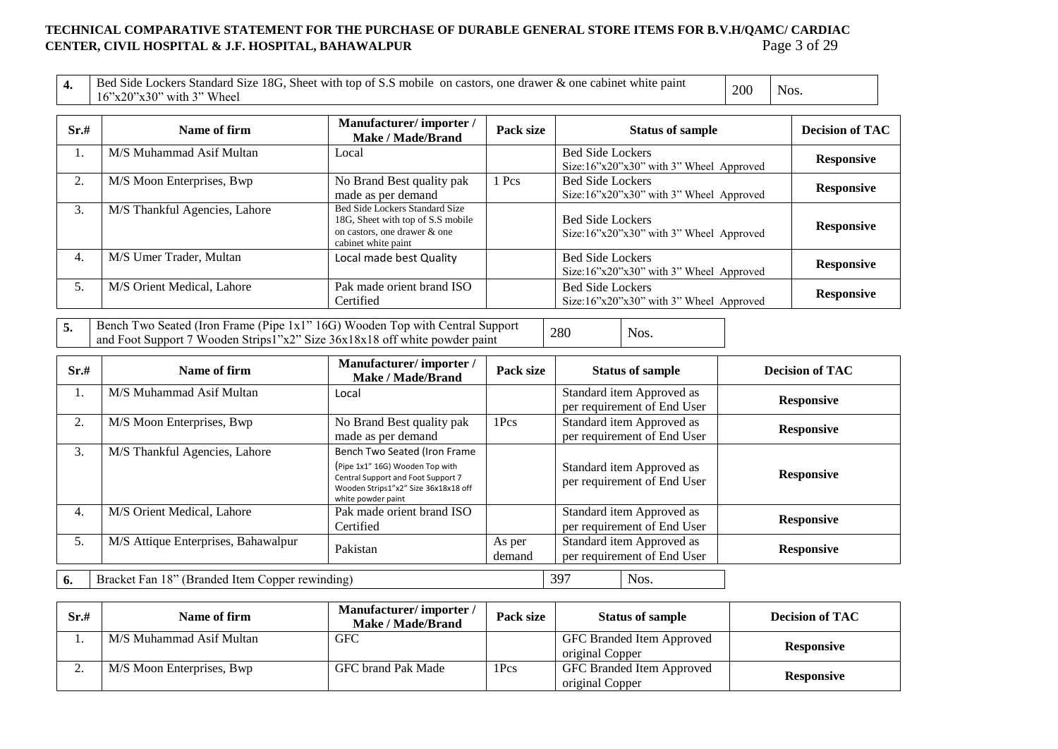| 4. | Bed Side Lockers Standard Size 18G, Sheet with top of S.S mobile on castors, one drawer & one cabinet white paint 16"x20"x30" with 3" Wheel | 200 | Nos. |
|---|---|---|---|

| Sr.# | Name of firm | Manufacturer/ importer / Make / Made/Brand | Pack size | Status of sample | Decision of TAC |
|---|---|---|---|---|---|
| 1. | M/S Muhammad Asif Multan | Local | | Bed Side Lockers Size:16"x20"x30" with 3" Wheel Approved | **Responsive** |
| 2. | M/S Moon Enterprises, Bwp | No Brand Best quality pak made as per demand | 1 Pcs | Bed Side Lockers Size:16"x20"x30" with 3" Wheel Approved | **Responsive** |
| 3. | M/S Thankful Agencies, Lahore | Bed Side Lockers Standard Size 18G, Sheet with top of S.S mobile on castors, one drawer & one cabinet white paint | | Bed Side Lockers Size:16"x20"x30" with 3" Wheel Approved | **Responsive** |
| 4. | M/S Umer Trader, Multan | Local made best Quality | | Bed Side Lockers Size:16"x20"x30" with 3" Wheel Approved | **Responsive** |
| 5. | M/S Orient Medical, Lahore | Pak made orient brand ISO Certified | | Bed Side Lockers Size:16"x20"x30" with 3" Wheel Approved | **Responsive** |

| 5. | Bench Two Seated (Iron Frame (Pipe 1x1" 16G) Wooden Top with Central Support and Foot Support 7 Wooden Strips1"x2" Size 36x18x18 off white powder paint | 280 | Nos. |
|---|---|---|---|

| Sr.# | Name of firm | Manufacturer/ importer / Make / Made/Brand | Pack size | Status of sample | Decision of TAC |
|---|---|---|---|---|---|
| 1. | M/S Muhammad Asif Multan | Local | | Standard item Approved as per requirement of End User | **Responsive** |
| 2. | M/S Moon Enterprises, Bwp | No Brand Best quality pak made as per demand | 1Pcs | Standard item Approved as per requirement of End User | **Responsive** |
| 3. | M/S Thankful Agencies, Lahore | Bench Two Seated (Iron Frame (Pipe 1x1" 16G) Wooden Top with Central Support and Foot Support 7 Wooden Strips1"x2" Size 36x18x18 off white powder paint | | Standard item Approved as per requirement of End User | **Responsive** |
| 4. | M/S Orient Medical, Lahore | Pak made orient brand ISO Certified | | Standard item Approved as per requirement of End User | **Responsive** |
| 5. | M/S Attique Enterprises, Bahawalpur | Pakistan | As per demand | Standard item Approved as per requirement of End User | **Responsive** |

| 6. | Bracket Fan 18" (Branded Item Copper rewinding) | 397 | Nos. |
|---|---|---|---|

| Sr.# | Name of firm | Manufacturer/ importer / Make / Made/Brand | Pack size | Status of sample | Decision of TAC |
|---|---|---|---|---|---|
| 1. | M/S Muhammad Asif Multan | GFC | | GFC Branded Item Approved original Copper | **Responsive** |
| 2. | M/S Moon Enterprises, Bwp | GFC brand Pak Made | 1Pcs | GFC Branded Item Approved original Copper | **Responsive** |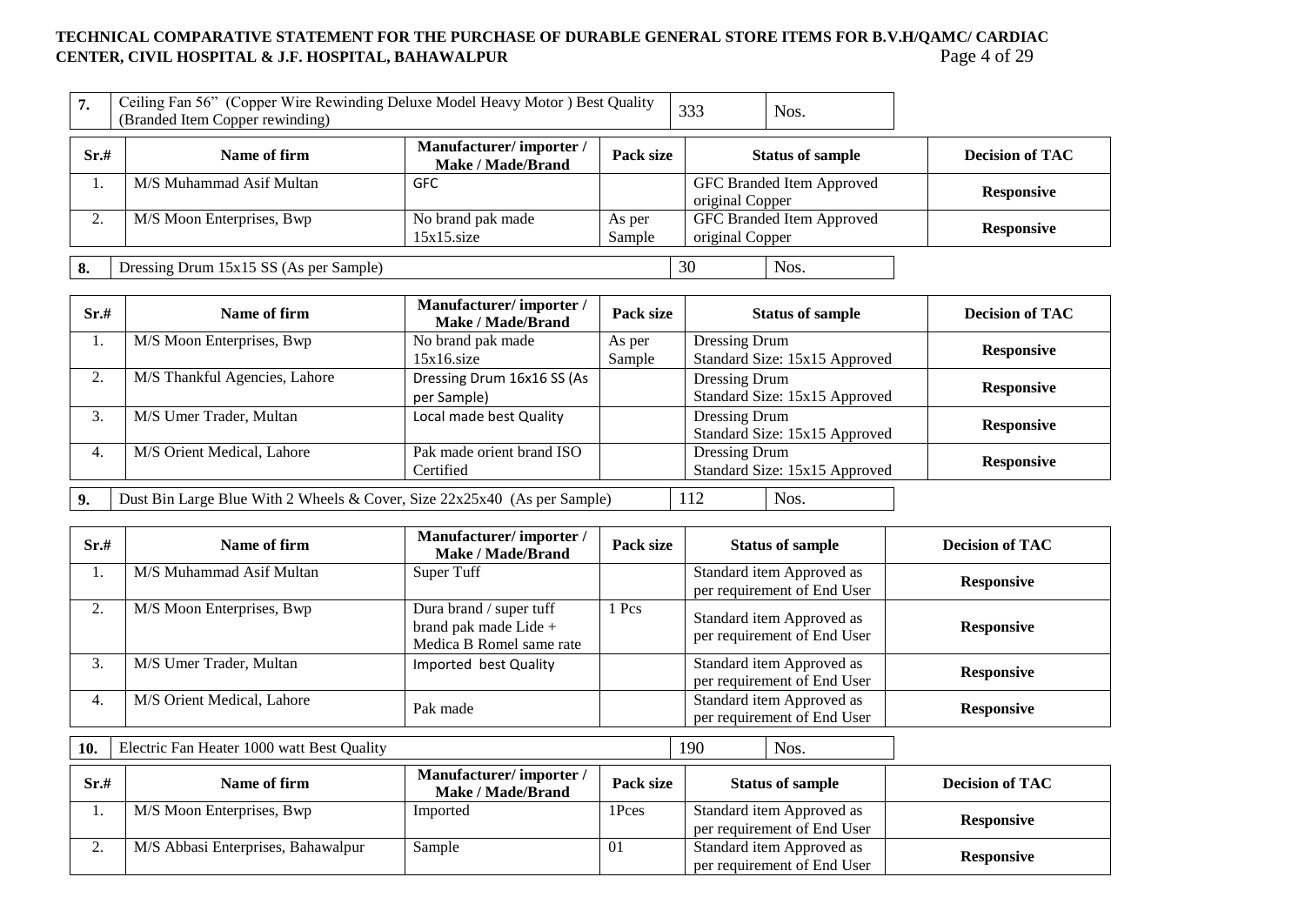**TECHNICAL COMPARATIVE STATEMENT FOR THE PURCHASE OF DURABLE GENERAL STORE ITEMS FOR B.V.H/QAMC/ CARDIAC CENTER, CIVIL HOSPITAL & J.F. HOSPITAL, BAHAWALPUR**

| 7. | Ceiling Fan 56" (Copper Wire Rewinding Deluxe Model Heavy Motor ) Best Quality (Branded Item Copper rewinding) | 333 | Nos. |
|---|---|---|---|

| Sr.# | Name of firm | Manufacturer/ importer / Make / Made/Brand | Pack size | Status of sample | Decision of TAC |
|---|---|---|---|---|---|
| 1. | M/S Muhammad Asif Multan | GFC | | GFC Branded Item Approved original Copper | **Responsive** |
| 2. | M/S Moon Enterprises, Bwp | No brand pak made 15x15.size | As per Sample | GFC Branded Item Approved original Copper | **Responsive** |

| 8. | Dressing Drum 15x15 SS (As per Sample) | 30 | Nos. |
|---|---|---|---|

| Sr.# | Name of firm | Manufacturer/ importer / Make / Made/Brand | Pack size | Status of sample | Decision of TAC |
|---|---|---|---|---|---|
| 1. | M/S Moon Enterprises, Bwp | No brand pak made 15x16.size | As per Sample | Dressing Drum Standard Size: 15x15 Approved | **Responsive** |
| 2. | M/S Thankful Agencies, Lahore | Dressing Drum 16x16 SS (As per Sample) | | Dressing Drum Standard Size: 15x15 Approved | **Responsive** |
| 3. | M/S Umer Trader, Multan | Local made best Quality | | Dressing Drum Standard Size: 15x15 Approved | **Responsive** |
| 4. | M/S Orient Medical, Lahore | Pak made orient brand ISO Certified | | Dressing Drum Standard Size: 15x15 Approved | **Responsive** |

| 9. | Dust Bin Large Blue With 2 Wheels & Cover, Size 22x25x40 (As per Sample) | 112 | Nos. |
|---|---|---|---|

| Sr.# | Name of firm | Manufacturer/ importer / Make / Made/Brand | Pack size | Status of sample | Decision of TAC |
|---|---|---|---|---|---|
| 1. | M/S Muhammad Asif Multan | Super Tuff | | Standard item Approved as per requirement of End User | **Responsive** |
| 2. | M/S Moon Enterprises, Bwp | Dura brand / super tuff brand pak made Lide + Medica B Romel same rate | 1 Pcs | Standard item Approved as per requirement of End User | **Responsive** |
| 3. | M/S Umer Trader, Multan | Imported best Quality | | Standard item Approved as per requirement of End User | **Responsive** |
| 4. | M/S Orient Medical, Lahore | Pak made | | Standard item Approved as per requirement of End User | **Responsive** |

| 10. | Electric Fan Heater 1000 watt Best Quality | 190 | Nos. |
|---|---|---|---|

| Sr.# | Name of firm | Manufacturer/ importer / Make / Made/Brand | Pack size | Status of sample | Decision of TAC |
|---|---|---|---|---|---|
| 1. | M/S Moon Enterprises, Bwp | Imported | 1Pces | Standard item Approved as per requirement of End User | **Responsive** |
| 2. | M/S Abbasi Enterprises, Bahawalpur | Sample | 01 | Standard item Approved as per requirement of End User | **Responsive** |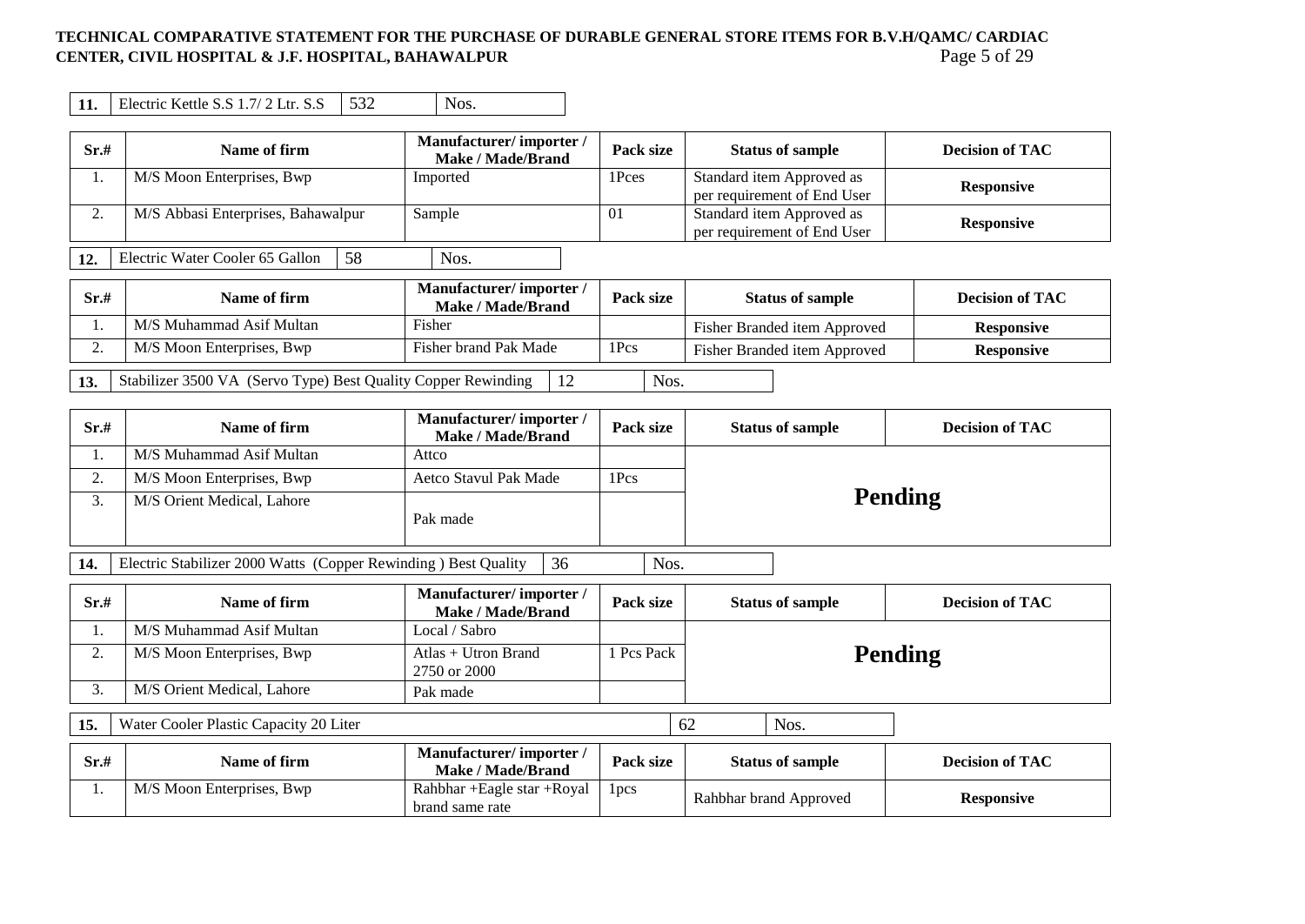| 11. | Electric Kettle S.S 1.7/ 2 Ltr. S.S | 532 | Nos. |
|---|---|---|---|

| Sr.# | Name of firm | Manufacturer/ importer / Make / Made/Brand | Pack size | Status of sample | Decision of TAC |
|---|---|---|---|---|---|
| 1. | M/S Moon Enterprises, Bwp | Imported | 1Pces | Standard item Approved as per requirement of End User | **Responsive** |
| 2. | M/S Abbasi Enterprises, Bahawalpur | Sample | 01 | Standard item Approved as per requirement of End User | **Responsive** |

| 12. | Electric Water Cooler 65 Gallon | 58 | Nos. |
|---|---|---|---|

| Sr.# | Name of firm | Manufacturer/ importer / Make / Made/Brand | Pack size | Status of sample | Decision of TAC |
|---|---|---|---|---|---|
| 1. | M/S Muhammad Asif Multan | Fisher | | Fisher Branded item Approved | **Responsive** |
| 2. | M/S Moon Enterprises, Bwp | Fisher brand Pak Made | 1Pcs | Fisher Branded item Approved | **Responsive** |

| 13. | Stabilizer 3500 VA (Servo Type) Best Quality Copper Rewinding | 12 | Nos. |
|---|---|---|---|

| Sr.# | Name of firm | Manufacturer/ importer / Make / Made/Brand | Pack size | Status of sample | Decision of TAC |
|---|---|---|---|---|---|
| 1. | M/S Muhammad Asif Multan | Attco | | **Pending** | |
| 2. | M/S Moon Enterprises, Bwp | Aetco Stavul Pak Made | 1Pcs | | |
| 3. | M/S Orient Medical, Lahore | Pak made | | | |

| 14. | Electric Stabilizer 2000 Watts (Copper Rewinding ) Best Quality | 36 | Nos. |
|---|---|---|---|

| Sr.# | Name of firm | Manufacturer/ importer / Make / Made/Brand | Pack size | Status of sample | Decision of TAC |
|---|---|---|---|---|---|
| 1. | M/S Muhammad Asif Multan | Local / Sabro | | **Pending** | |
| 2. | M/S Moon Enterprises, Bwp | Atlas + Utron Brand 2750 or 2000 | 1 Pcs Pack | | |
| 3. | M/S Orient Medical, Lahore | Pak made | | | |

| 15. | Water Cooler Plastic Capacity 20 Liter | 62 | Nos. |
|---|---|---|---|

| Sr.# | Name of firm | Manufacturer/ importer / Make / Made/Brand | Pack size | Status of sample | Decision of TAC |
|---|---|---|---|---|---|
| 1. | M/S Moon Enterprises, Bwp | Rahbhar +Eagle star +Royal brand same rate | 1pcs | Rahbhar brand Approved | **Responsive** |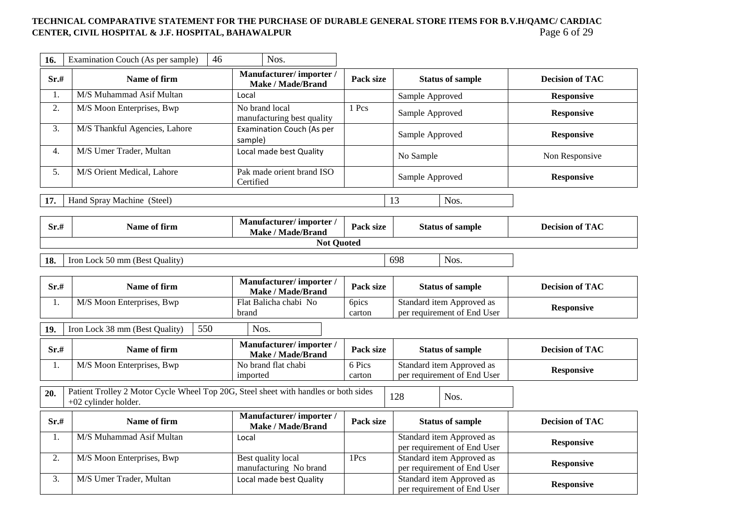**TECHNICAL COMPARATIVE STATEMENT FOR THE PURCHASE OF DURABLE GENERAL STORE ITEMS FOR B.V.H/QAMC/ CARDIAC CENTER, CIVIL HOSPITAL & J.F. HOSPITAL, BAHAWALPUR**

| 16. | Examination Couch (As per sample) | 46 | Nos. |
|---|---|---|---|

| Sr.# | Name of firm | Manufacturer/ importer / Make / Made/Brand | Pack size | Status of sample | Decision of TAC |
|---|---|---|---|---|---|
| 1. | M/S Muhammad Asif Multan | Local | | Sample Approved | **Responsive** |
| 2. | M/S Moon Enterprises, Bwp | No brand local manufacturing best quality | 1 Pcs | Sample Approved | **Responsive** |
| 3. | M/S Thankful Agencies, Lahore | Examination Couch (As per sample) | | Sample Approved | **Responsive** |
| 4. | M/S Umer Trader, Multan | Local made best Quality | | No Sample | Non Responsive |
| 5. | M/S Orient Medical, Lahore | Pak made orient brand ISO Certified | | Sample Approved | **Responsive** |

| 17. | Hand Spray Machine (Steel) | 13 | Nos. |
|---|---|---|---|

| Sr.# | Name of firm | Manufacturer/ importer / Make / Made/Brand | Pack size | Status of sample | Decision of TAC |
|---|---|---|---|---|---|
| **Not Quoted** | | | | | |

| 18. | Iron Lock 50 mm (Best Quality) | 698 | Nos. |
|---|---|---|---|

| Sr.# | Name of firm | Manufacturer/ importer / Make / Made/Brand | Pack size | Status of sample | Decision of TAC |
|---|---|---|---|---|---|
| 1. | M/S Moon Enterprises, Bwp | Flat Balicha chabi No brand | 6pics carton | Standard item Approved as per requirement of End User | **Responsive** |

| 19. | Iron Lock 38 mm (Best Quality) | 550 | Nos. |
|---|---|---|---|

| Sr.# | Name of firm | Manufacturer/ importer / Make / Made/Brand | Pack size | Status of sample | Decision of TAC |
|---|---|---|---|---|---|
| 1. | M/S Moon Enterprises, Bwp | No brand flat chabi imported | 6 Pics carton | Standard item Approved as per requirement of End User | **Responsive** |

| 20. | Patient Trolley 2 Motor Cycle Wheel Top 20G, Steel sheet with handles or both sides +02 cylinder holder. | 128 | Nos. |
|---|---|---|---|

| Sr.# | Name of firm | Manufacturer/ importer / Make / Made/Brand | Pack size | Status of sample | Decision of TAC |
|---|---|---|---|---|---|
| 1. | M/S Muhammad Asif Multan | Local | | Standard item Approved as per requirement of End User | **Responsive** |
| 2. | M/S Moon Enterprises, Bwp | Best quality local manufacturing No brand | 1Pcs | Standard item Approved as per requirement of End User | **Responsive** |
| 3. | M/S Umer Trader, Multan | Local made best Quality | | Standard item Approved as per requirement of End User | **Responsive** |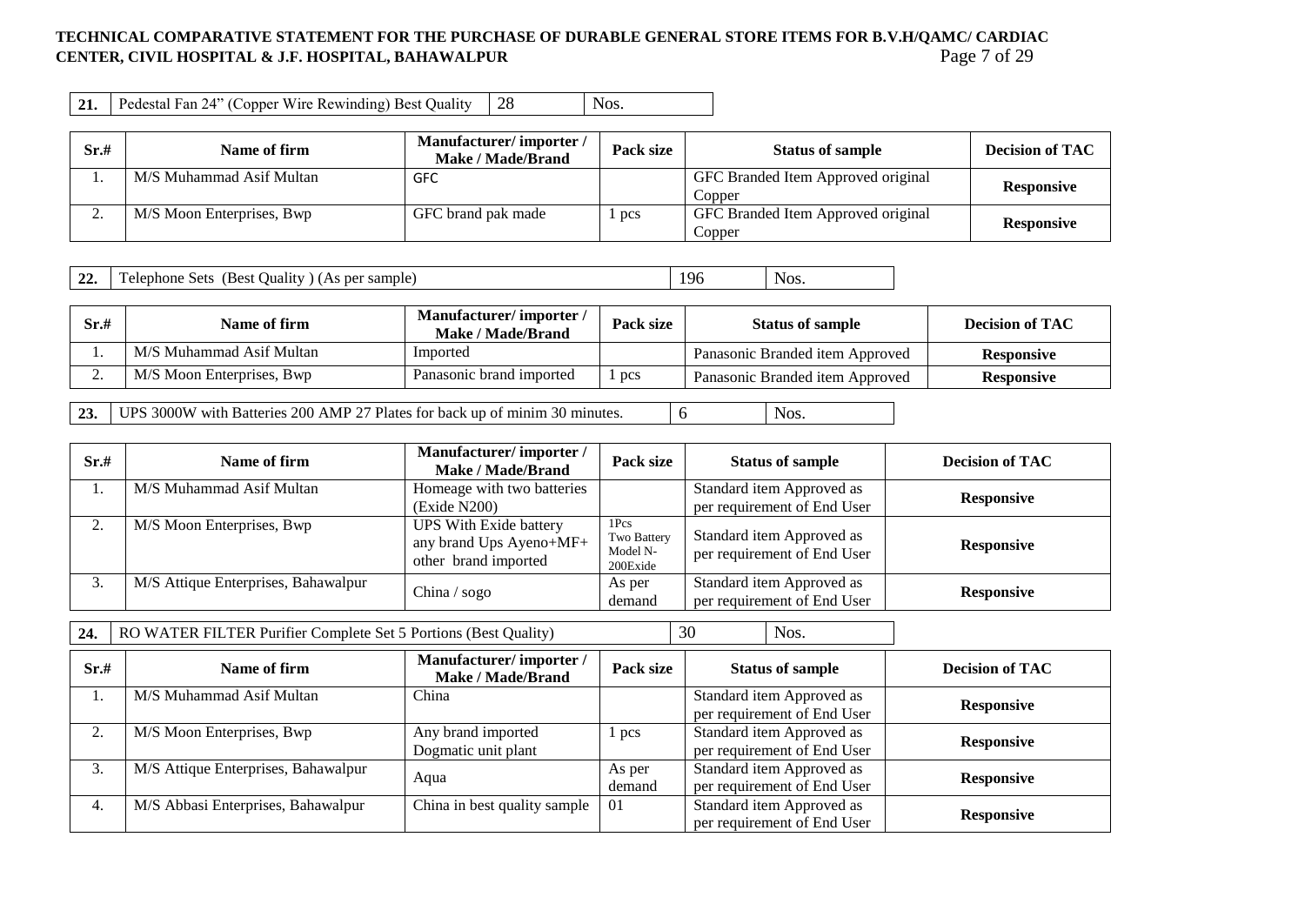| 21. | Pedestal Fan 24" (Copper Wire Rewinding) Best Quality | 28 | Nos. |
|---|---|---|---|

| Sr.# | Name of firm | Manufacturer/ importer / Make / Made/Brand | Pack size | Status of sample | Decision of TAC |
|---|---|---|---|---|---|
| 1. | M/S Muhammad Asif Multan | GFC | | GFC Branded Item Approved original Copper | **Responsive** |
| 2. | M/S Moon Enterprises, Bwp | GFC brand pak made | 1 pcs | GFC Branded Item Approved original Copper | **Responsive** |

| 22. | Telephone Sets (Best Quality ) (As per sample) | 196 | Nos. |
|---|---|---|---|

| Sr.# | Name of firm | Manufacturer/ importer / Make / Made/Brand | Pack size | Status of sample | Decision of TAC |
|---|---|---|---|---|---|
| 1. | M/S Muhammad Asif Multan | Imported | | Panasonic Branded item Approved | **Responsive** |
| 2. | M/S Moon Enterprises, Bwp | Panasonic brand imported | 1 pcs | Panasonic Branded item Approved | **Responsive** |

| 23. | UPS 3000W with Batteries 200 AMP 27 Plates for back up of minim 30 minutes. | 6 | Nos. |
|---|---|---|---|

| Sr.# | Name of firm | Manufacturer/ importer / Make / Made/Brand | Pack size | Status of sample | Decision of TAC |
|---|---|---|---|---|---|
| 1. | M/S Muhammad Asif Multan | Homeage with two batteries (Exide N200) | | Standard item Approved as per requirement of End User | **Responsive** |
| 2. | M/S Moon Enterprises, Bwp | UPS With Exide battery any brand Ups Ayeno+MF+ other brand imported | 1Pcs Two Battery Model N-200Exide | Standard item Approved as per requirement of End User | **Responsive** |
| 3. | M/S Attique Enterprises, Bahawalpur | China / sogo | As per demand | Standard item Approved as per requirement of End User | **Responsive** |

| 24. | RO WATER FILTER Purifier Complete Set 5 Portions (Best Quality) | 30 | Nos. |
|---|---|---|---|

| Sr.# | Name of firm | Manufacturer/ importer / Make / Made/Brand | Pack size | Status of sample | Decision of TAC |
|---|---|---|---|---|---|
| 1. | M/S Muhammad Asif Multan | China | | Standard item Approved as per requirement of End User | **Responsive** |
| 2. | M/S Moon Enterprises, Bwp | Any brand imported Dogmatic unit plant | 1 pcs | Standard item Approved as per requirement of End User | **Responsive** |
| 3. | M/S Attique Enterprises, Bahawalpur | Aqua | As per demand | Standard item Approved as per requirement of End User | **Responsive** |
| 4. | M/S Abbasi Enterprises, Bahawalpur | China in best quality sample | 01 | Standard item Approved as per requirement of End User | **Responsive** |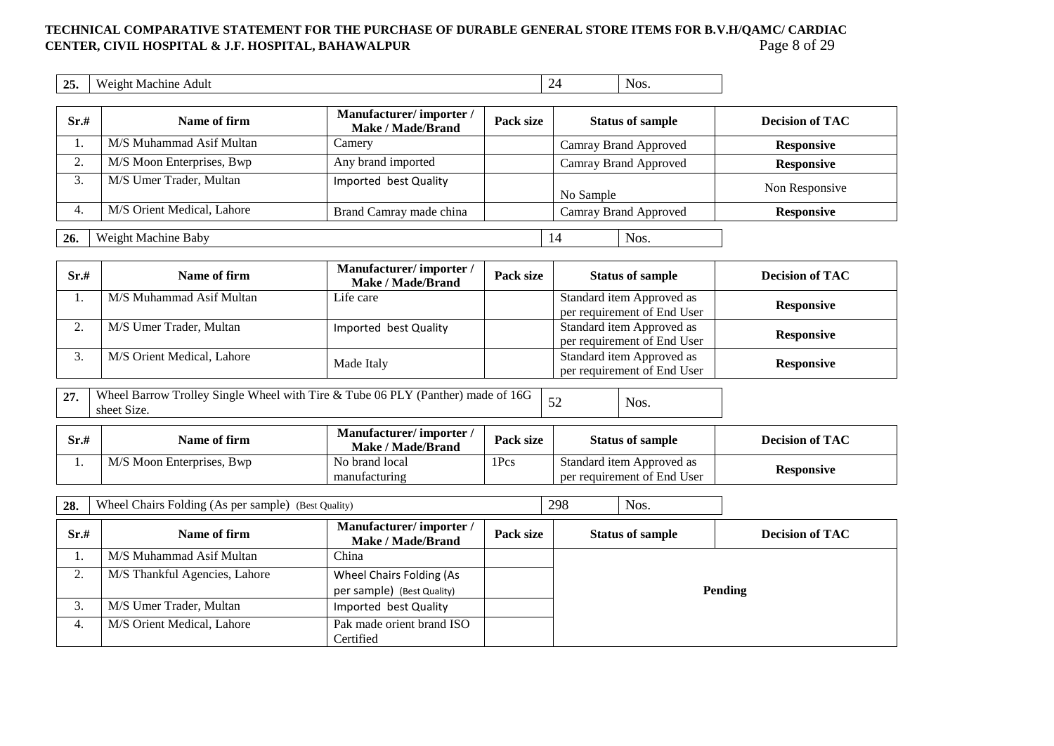| 25. | Weight Machine Adult | 24 | Nos. |
|---|---|---|---|

| Sr.# | Name of firm | Manufacturer/ importer / Make / Made/Brand | Pack size | Status of sample | Decision of TAC |
|---|---|---|---|---|---|
| 1. | M/S Muhammad Asif Multan | Camery | | Camray Brand Approved | **Responsive** |
| 2. | M/S Moon Enterprises, Bwp | Any brand imported | | Camray Brand Approved | **Responsive** |
| 3. | M/S Umer Trader, Multan | Imported best Quality | | No Sample | Non Responsive |
| 4. | M/S Orient Medical, Lahore | Brand Camray made china | | Camray Brand Approved | **Responsive** |

| 26. | Weight Machine Baby | 14 | Nos. |
|---|---|---|---|

| Sr.# | Name of firm | Manufacturer/ importer / Make / Made/Brand | Pack size | Status of sample | Decision of TAC |
|---|---|---|---|---|---|
| 1. | M/S Muhammad Asif Multan | Life care | | Standard item Approved as per requirement of End User | **Responsive** |
| 2. | M/S Umer Trader, Multan | Imported best Quality | | Standard item Approved as per requirement of End User | **Responsive** |
| 3. | M/S Orient Medical, Lahore | Made Italy | | Standard item Approved as per requirement of End User | **Responsive** |

| 27. | Wheel Barrow Trolley Single Wheel with Tire & Tube 06 PLY (Panther) made of 16G sheet Size. | 52 | Nos. |
|---|---|---|---|

| Sr.# | Name of firm | Manufacturer/ importer / Make / Made/Brand | Pack size | Status of sample | Decision of TAC |
|---|---|---|---|---|---|
| 1. | M/S Moon Enterprises, Bwp | No brand local manufacturing | 1Pcs | Standard item Approved as per requirement of End User | **Responsive** |

| 28. | Wheel Chairs Folding (As per sample) (Best Quality) | 298 | Nos. |
|---|---|---|---|

| Sr.# | Name of firm | Manufacturer/ importer / Make / Made/Brand | Pack size | Status of sample | Decision of TAC |
|---|---|---|---|---|---|
| 1. | M/S Muhammad Asif Multan | China | | **Pending** | |
| 2. | M/S Thankful Agencies, Lahore | Wheel Chairs Folding (As per sample) (Best Quality) | | | |
| 3. | M/S Umer Trader, Multan | Imported best Quality | | | |
| 4. | M/S Orient Medical, Lahore | Pak made orient brand ISO Certified | | | |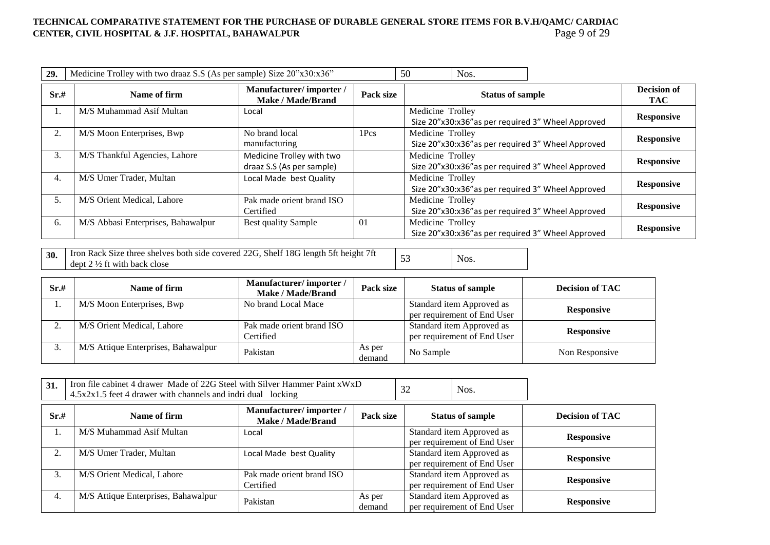| 29. | Medicine Trolley with two draaz S.S (As per sample) Size 20"x30:x36" | 50 | Nos. |
|---|---|---|---|

| Sr.# | Name of firm | Manufacturer/ importer / Make / Made/Brand | Pack size | Status of sample | Decision of TAC |
|---|---|---|---|---|---|
| 1. | M/S Muhammad Asif Multan | Local | | Medicine Trolley Size 20"x30:x36"as per required 3" Wheel Approved | Responsive |
| 2. | M/S Moon Enterprises, Bwp | No brand local manufacturing | 1Pcs | Medicine Trolley Size 20"x30:x36"as per required 3" Wheel Approved | Responsive |
| 3. | M/S Thankful Agencies, Lahore | Medicine Trolley with two draaz S.S (As per sample) | | Medicine Trolley Size 20"x30:x36"as per required 3" Wheel Approved | Responsive |
| 4. | M/S Umer Trader, Multan | Local Made best Quality | | Medicine Trolley Size 20"x30:x36"as per required 3" Wheel Approved | Responsive |
| 5. | M/S Orient Medical, Lahore | Pak made orient brand ISO Certified | | Medicine Trolley Size 20"x30:x36"as per required 3" Wheel Approved | Responsive |
| 6. | M/S Abbasi Enterprises, Bahawalpur | Best quality Sample | 01 | Medicine Trolley Size 20"x30:x36"as per required 3" Wheel Approved | Responsive |

| 30. | Iron Rack Size three shelves both side covered 22G, Shelf 18G length 5ft height 7ft dept 2 ½ ft with back close | 53 | Nos. |
|---|---|---|---|

| Sr.# | Name of firm | Manufacturer/ importer / Make / Made/Brand | Pack size | Status of sample | Decision of TAC |
|---|---|---|---|---|---|
| 1. | M/S Moon Enterprises, Bwp | No brand Local Mace | | Standard item Approved as per requirement of End User | Responsive |
| 2. | M/S Orient Medical, Lahore | Pak made orient brand ISO Certified | | Standard item Approved as per requirement of End User | Responsive |
| 3. | M/S Attique Enterprises, Bahawalpur | Pakistan | As per demand | No Sample | Non Responsive |

| 31. | Iron file cabinet 4 drawer Made of 22G Steel with Silver Hammer Paint xWxD 4.5x2x1.5 feet 4 drawer with channels and indri dual locking | 32 | Nos. |
|---|---|---|---|

| Sr.# | Name of firm | Manufacturer/ importer / Make / Made/Brand | Pack size | Status of sample | Decision of TAC |
|---|---|---|---|---|---|
| 1. | M/S Muhammad Asif Multan | Local | | Standard item Approved as per requirement of End User | Responsive |
| 2. | M/S Umer Trader, Multan | Local Made best Quality | | Standard item Approved as per requirement of End User | Responsive |
| 3. | M/S Orient Medical, Lahore | Pak made orient brand ISO Certified | | Standard item Approved as per requirement of End User | Responsive |
| 4. | M/S Attique Enterprises, Bahawalpur | Pakistan | As per demand | Standard item Approved as per requirement of End User | Responsive |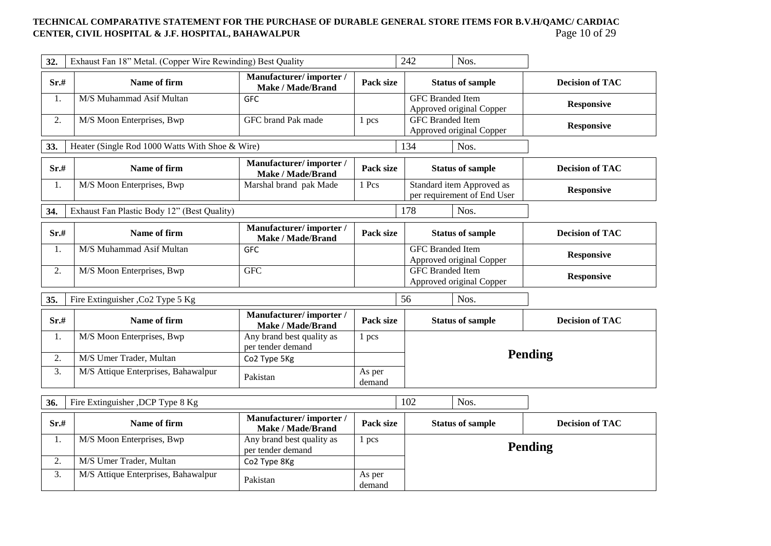| 32. | Exhaust Fan 18" Metal. (Copper Wire Rewinding) Best Quality | | | 242 | Nos. |
|---|---|---|---|---|---|

| Sr.# | Name of firm | Manufacturer/ importer / Make / Made/Brand | Pack size | Status of sample | Decision of TAC |
|---|---|---|---|---|---|
| 1. | M/S Muhammad Asif Multan | GFC | | GFC Branded Item Approved original Copper | **Responsive** |
| 2. | M/S Moon Enterprises, Bwp | GFC brand Pak made | 1 pcs | GFC Branded Item Approved original Copper | **Responsive** |

| 33. | Heater (Single Rod 1000 Watts With Shoe & Wire) | | | 134 | Nos. |
|---|---|---|---|---|---|

| Sr.# | Name of firm | Manufacturer/ importer / Make / Made/Brand | Pack size | Status of sample | Decision of TAC |
|---|---|---|---|---|---|
| 1. | M/S Moon Enterprises, Bwp | Marshal brand pak Made | 1 Pcs | Standard item Approved as per requirement of End User | **Responsive** |

| 34. | Exhaust Fan Plastic Body 12" (Best Quality) | | | 178 | Nos. |
|---|---|---|---|---|---|

| Sr.# | Name of firm | Manufacturer/ importer / Make / Made/Brand | Pack size | Status of sample | Decision of TAC |
|---|---|---|---|---|---|
| 1. | M/S Muhammad Asif Multan | GFC | | GFC Branded Item Approved original Copper | **Responsive** |
| 2. | M/S Moon Enterprises, Bwp | GFC | | GFC Branded Item Approved original Copper | **Responsive** |

| 35. | Fire Extinguisher ,Co2 Type 5 Kg | | | 56 | Nos. |
|---|---|---|---|---|---|

| Sr.# | Name of firm | Manufacturer/ importer / Make / Made/Brand | Pack size | Status of sample | Decision of TAC |
|---|---|---|---|---|---|
| 1. | M/S Moon Enterprises, Bwp | Any brand best quality as per tender demand | 1 pcs | **Pending** | |
| 2. | M/S Umer Trader, Multan | Co2 Type 5Kg | | | |
| 3. | M/S Attique Enterprises, Bahawalpur | Pakistan | As per demand | | |

| 36. | Fire Extinguisher ,DCP Type 8 Kg | | | 102 | Nos. |
|---|---|---|---|---|---|

| Sr.# | Name of firm | Manufacturer/ importer / Make / Made/Brand | Pack size | Status of sample | Decision of TAC |
|---|---|---|---|---|---|
| 1. | M/S Moon Enterprises, Bwp | Any brand best quality as per tender demand | 1 pcs | **Pending** | |
| 2. | M/S Umer Trader, Multan | Co2 Type 8Kg | | | |
| 3. | M/S Attique Enterprises, Bahawalpur | Pakistan | As per demand | | |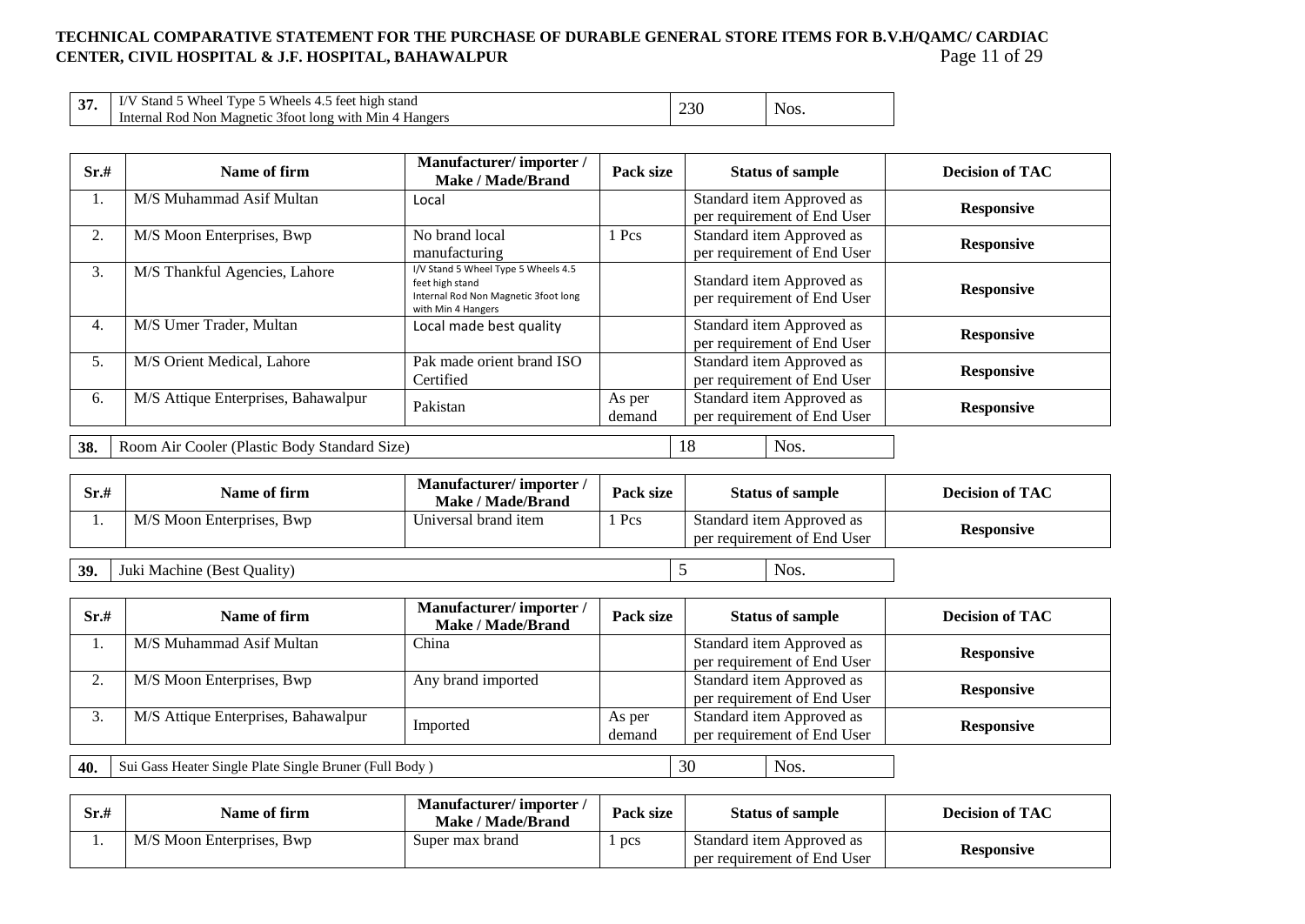| 37. | I/V Stand 5 Wheel Type 5 Wheels 4.5 feet high stand Internal Rod Non Magnetic 3foot long with Min 4 Hangers | 230 | Nos. |
|---|---|---|---|

| Sr.# | Name of firm | Manufacturer/ importer / Make / Made/Brand | Pack size | Status of sample | Decision of TAC |
|---|---|---|---|---|---|
| 1. | M/S Muhammad Asif Multan | Local | | Standard item Approved as per requirement of End User | **Responsive** |
| 2. | M/S Moon Enterprises, Bwp | No brand local manufacturing | 1 Pcs | Standard item Approved as per requirement of End User | **Responsive** |
| 3. | M/S Thankful Agencies, Lahore | I/V Stand 5 Wheel Type 5 Wheels 4.5 feet high stand Internal Rod Non Magnetic 3foot long with Min 4 Hangers | | Standard item Approved as per requirement of End User | **Responsive** |
| 4. | M/S Umer Trader, Multan | Local made best quality | | Standard item Approved as per requirement of End User | **Responsive** |
| 5. | M/S Orient Medical, Lahore | Pak made orient brand ISO Certified | | Standard item Approved as per requirement of End User | **Responsive** |
| 6. | M/S Attique Enterprises, Bahawalpur | Pakistan | As per demand | Standard item Approved as per requirement of End User | **Responsive** |

| 38. | Room Air Cooler (Plastic Body Standard Size) | 18 | Nos. |
|---|---|---|---|

| Sr.# | Name of firm | Manufacturer/ importer / Make / Made/Brand | Pack size | Status of sample | Decision of TAC |
|---|---|---|---|---|---|
| 1. | M/S Moon Enterprises, Bwp | Universal brand item | 1 Pcs | Standard item Approved as per requirement of End User | **Responsive** |

| 39. | Juki Machine (Best Quality) | 5 | Nos. |
|---|---|---|---|

| Sr.# | Name of firm | Manufacturer/ importer / Make / Made/Brand | Pack size | Status of sample | Decision of TAC |
|---|---|---|---|---|---|
| 1. | M/S Muhammad Asif Multan | China | | Standard item Approved as per requirement of End User | **Responsive** |
| 2. | M/S Moon Enterprises, Bwp | Any brand imported | | Standard item Approved as per requirement of End User | **Responsive** |
| 3. | M/S Attique Enterprises, Bahawalpur | Imported | As per demand | Standard item Approved as per requirement of End User | **Responsive** |

| 40. | Sui Gass Heater Single Plate Single Bruner (Full Body ) | 30 | Nos. |
|---|---|---|---|

| Sr.# | Name of firm | Manufacturer/ importer / Make / Made/Brand | Pack size | Status of sample | Decision of TAC |
|---|---|---|---|---|---|
| 1. | M/S Moon Enterprises, Bwp | Super max brand | 1 pcs | Standard item Approved as per requirement of End User | **Responsive** |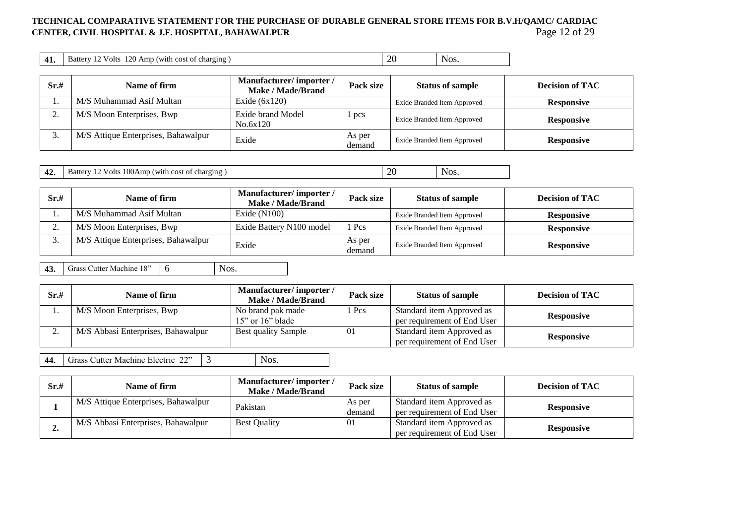| 41. | Battery 12 Volts 120 Amp (with cost of charging ) | 20 | Nos. |
|---|---|---|---|

| Sr.# | Name of firm | Manufacturer/ importer / Make / Made/Brand | Pack size | Status of sample | Decision of TAC |
|---|---|---|---|---|---|
| 1. | M/S Muhammad Asif Multan | Exide (6x120) | | Exide Branded Item Approved | **Responsive** |
| 2. | M/S Moon Enterprises, Bwp | Exide brand Model No.6x120 | 1 pcs | Exide Branded Item Approved | **Responsive** |
| 3. | M/S Attique Enterprises, Bahawalpur | Exide | As per demand | Exide Branded Item Approved | **Responsive** |

| 42. | Battery 12 Volts 100Amp (with cost of charging ) | 20 | Nos. |
|---|---|---|---|

| Sr.# | Name of firm | Manufacturer/ importer / Make / Made/Brand | Pack size | Status of sample | Decision of TAC |
|---|---|---|---|---|---|
| 1. | M/S Muhammad Asif Multan | Exide (N100) | | Exide Branded Item Approved | **Responsive** |
| 2. | M/S Moon Enterprises, Bwp | Exide Battery N100 model | 1 Pcs | Exide Branded Item Approved | **Responsive** |
| 3. | M/S Attique Enterprises, Bahawalpur | Exide | As per demand | Exide Branded Item Approved | **Responsive** |

| 43. | Grass Cutter Machine 18" | 6 | Nos. |
|---|---|---|---|

| Sr.# | Name of firm | Manufacturer/ importer / Make / Made/Brand | Pack size | Status of sample | Decision of TAC |
|---|---|---|---|---|---|
| 1. | M/S Moon Enterprises, Bwp | No brand pak made 15" or 16" blade | 1 Pcs | Standard item Approved as per requirement of End User | **Responsive** |
| 2. | M/S Abbasi Enterprises, Bahawalpur | Best quality Sample | 01 | Standard item Approved as per requirement of End User | **Responsive** |

| 44. | Grass Cutter Machine Electric 22" | 3 | Nos. |
|---|---|---|---|

| Sr.# | Name of firm | Manufacturer/ importer / Make / Made/Brand | Pack size | Status of sample | Decision of TAC |
|---|---|---|---|---|---|
| **1** | M/S Attique Enterprises, Bahawalpur | Pakistan | As per demand | Standard item Approved as per requirement of End User | **Responsive** |
| **2.** | M/S Abbasi Enterprises, Bahawalpur | Best Quality | 01 | Standard item Approved as per requirement of End User | **Responsive** |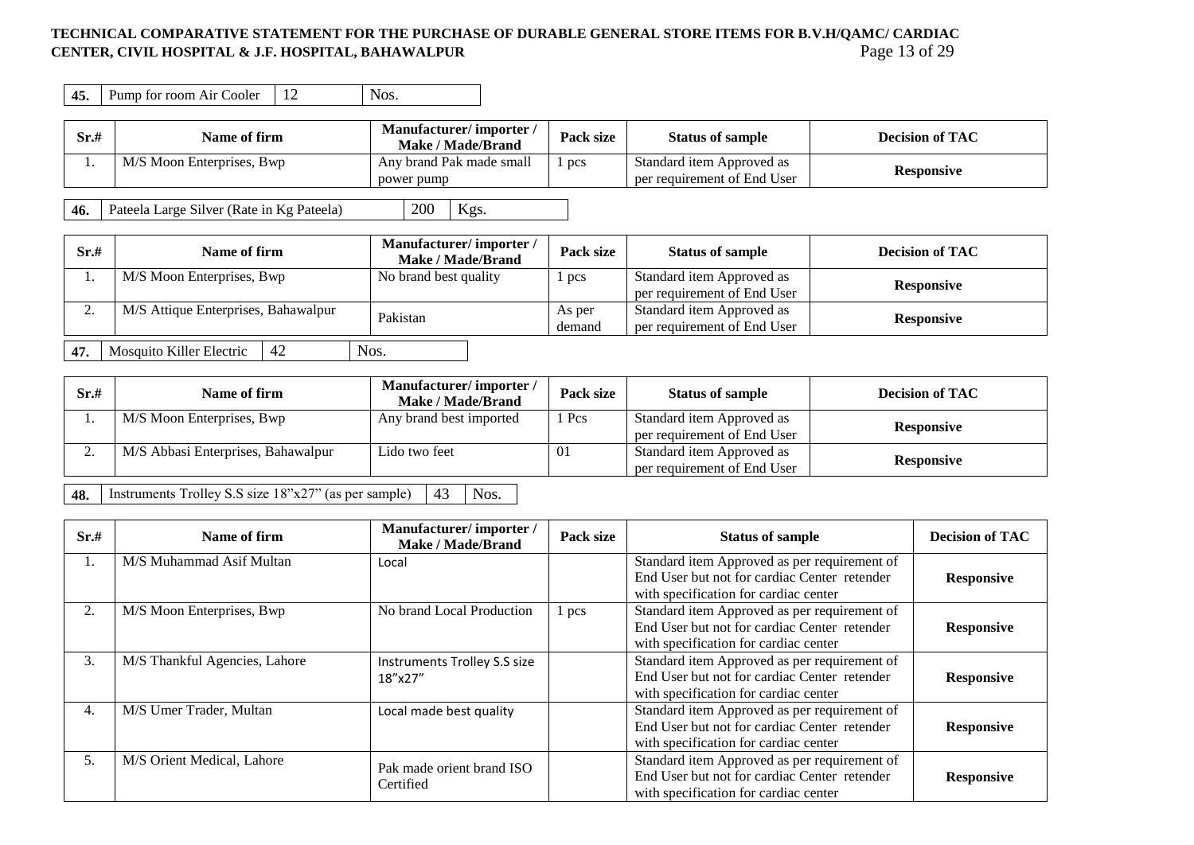| 45. | Pump for room Air Cooler | 12 | Nos. |
|---|---|---|---|

| Sr.# | Name of firm | Manufacturer/ importer / Make / Made/Brand | Pack size | Status of sample | Decision of TAC |
|---|---|---|---|---|---|
| 1. | M/S Moon Enterprises, Bwp | Any brand Pak made small power pump | 1 pcs | Standard item Approved as per requirement of End User | **Responsive** |

| 46. | Pateela Large Silver (Rate in Kg Pateela) | 200 | Kgs. |
|---|---|---|---|

| Sr.# | Name of firm | Manufacturer/ importer / Make / Made/Brand | Pack size | Status of sample | Decision of TAC |
|---|---|---|---|---|---|
| 1. | M/S Moon Enterprises, Bwp | No brand best quality | 1 pcs | Standard item Approved as per requirement of End User | **Responsive** |
| 2. | M/S Attique Enterprises, Bahawalpur | Pakistan | As per demand | Standard item Approved as per requirement of End User | **Responsive** |

| 47. | Mosquito Killer Electric | 42 | Nos. |
|---|---|---|---|

| Sr.# | Name of firm | Manufacturer/ importer / Make / Made/Brand | Pack size | Status of sample | Decision of TAC |
|---|---|---|---|---|---|
| 1. | M/S Moon Enterprises, Bwp | Any brand best imported | 1 Pcs | Standard item Approved as per requirement of End User | **Responsive** |
| 2. | M/S Abbasi Enterprises, Bahawalpur | Lido two feet | 01 | Standard item Approved as per requirement of End User | **Responsive** |

| 48. | Instruments Trolley S.S size 18"x27" (as per sample) | 43 | Nos. |
|---|---|---|---|

| Sr.# | Name of firm | Manufacturer/ importer / Make / Made/Brand | Pack size | Status of sample | Decision of TAC |
|---|---|---|---|---|---|
| 1. | M/S Muhammad Asif Multan | Local | | Standard item Approved as per requirement of End User but not for cardiac Center retender with specification for cardiac center | **Responsive** |
| 2. | M/S Moon Enterprises, Bwp | No brand Local Production | 1 pcs | Standard item Approved as per requirement of End User but not for cardiac Center retender with specification for cardiac center | **Responsive** |
| 3. | M/S Thankful Agencies, Lahore | Instruments Trolley S.S size 18"x27" | | Standard item Approved as per requirement of End User but not for cardiac Center retender with specification for cardiac center | **Responsive** |
| 4. | M/S Umer Trader, Multan | Local made best quality | | Standard item Approved as per requirement of End User but not for cardiac Center retender with specification for cardiac center | **Responsive** |
| 5. | M/S Orient Medical, Lahore | Pak made orient brand ISO Certified | | Standard item Approved as per requirement of End User but not for cardiac Center retender with specification for cardiac center | **Responsive** |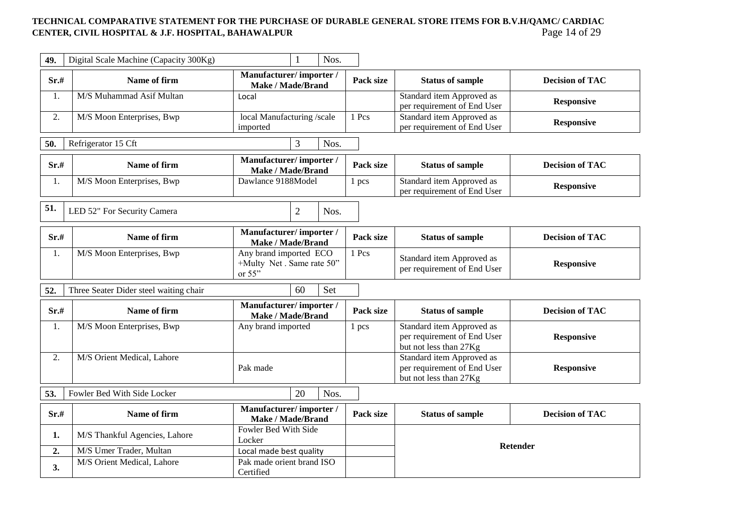# TECHNICAL COMPARATIVE STATEMENT FOR THE PURCHASE OF DURABLE GENERAL STORE ITEMS FOR B.V.H/QAMC/ CARDIAC CENTER, CIVIL HOSPITAL & J.F. HOSPITAL, BAHAWALPUR

| 49. | Digital Scale Machine (Capacity 300Kg) | 1 | Nos. |
|---|---|---|---|

| Sr.# | Name of firm | Manufacturer/ importer / Make / Made/Brand | Pack size | Status of sample | Decision of TAC |
|---|---|---|---|---|---|
| 1. | M/S Muhammad Asif Multan | Local | | Standard item Approved as per requirement of End User | **Responsive** |
| 2. | M/S Moon Enterprises, Bwp | local Manufacturing /scale imported | 1 Pcs | Standard item Approved as per requirement of End User | **Responsive** |

| 50. | Refrigerator 15 Cft | 3 | Nos. |
|---|---|---|---|

| Sr.# | Name of firm | Manufacturer/ importer / Make / Made/Brand | Pack size | Status of sample | Decision of TAC |
|---|---|---|---|---|---|
| 1. | M/S Moon Enterprises, Bwp | Dawlance 9188Model | 1 pcs | Standard item Approved as per requirement of End User | **Responsive** |

| 51. | LED 52" For Security Camera | 2 | Nos. |
|---|---|---|---|

| Sr.# | Name of firm | Manufacturer/ importer / Make / Made/Brand | Pack size | Status of sample | Decision of TAC |
|---|---|---|---|---|---|
| 1. | M/S Moon Enterprises, Bwp | Any brand imported ECO +Multy Net . Same rate 50" or 55" | 1 Pcs | Standard item Approved as per requirement of End User | **Responsive** |

| 52. | Three Seater Dider steel waiting chair | 60 | Set |
|---|---|---|---|

| Sr.# | Name of firm | Manufacturer/ importer / Make / Made/Brand | Pack size | Status of sample | Decision of TAC |
|---|---|---|---|---|---|
| 1. | M/S Moon Enterprises, Bwp | Any brand imported | 1 pcs | Standard item Approved as per requirement of End User but not less than 27Kg | **Responsive** |
| 2. | M/S Orient Medical, Lahore | Pak made | | Standard item Approved as per requirement of End User but not less than 27Kg | **Responsive** |

| 53. | Fowler Bed With Side Locker | 20 | Nos. |
|---|---|---|---|

| Sr.# | Name of firm | Manufacturer/ importer / Make / Made/Brand | Pack size | Status of sample | Decision of TAC |
|---|---|---|---|---|---|
| **1.** | M/S Thankful Agencies, Lahore | Fowler Bed With Side Locker | | **Retender** | |
| **2.** | M/S Umer Trader, Multan | Local made best quality | | | |
| **3.** | M/S Orient Medical, Lahore | Pak made orient brand ISO Certified | | | |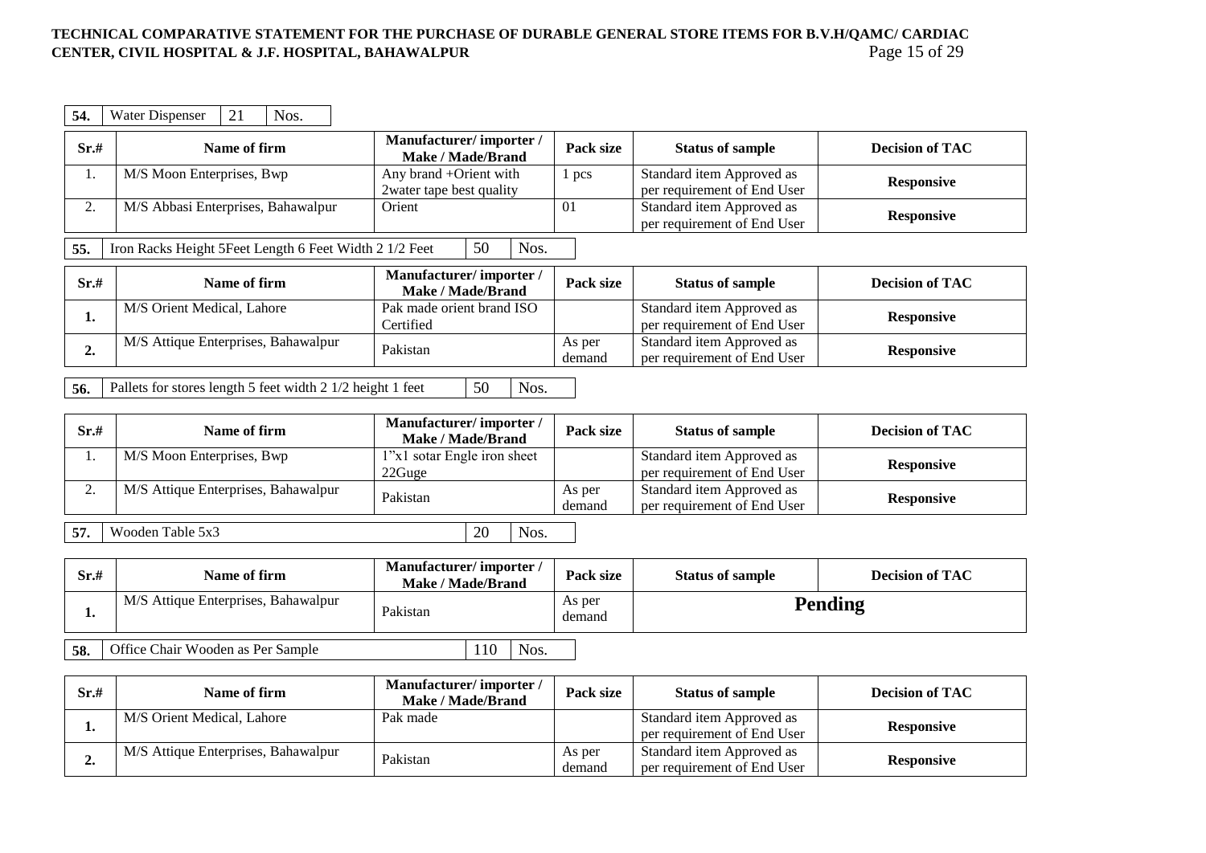| 54. | Water Dispenser | 21 | Nos. |
|---|---|---|---|

| Sr.# | Name of firm | Manufacturer/ importer / Make / Made/Brand | Pack size | Status of sample | Decision of TAC |
|---|---|---|---|---|---|
| 1. | M/S Moon Enterprises, Bwp | Any brand +Orient with 2water tape best quality | 1 pcs | Standard item Approved as per requirement of End User | **Responsive** |
| 2. | M/S Abbasi Enterprises, Bahawalpur | Orient | 01 | Standard item Approved as per requirement of End User | **Responsive** |

| 55. | Iron Racks Height 5Feet Length 6 Feet Width 2 1/2 Feet | 50 | Nos. |
|---|---|---|---|

| Sr.# | Name of firm | Manufacturer/ importer / Make / Made/Brand | Pack size | Status of sample | Decision of TAC |
|---|---|---|---|---|---|
| **1.** | M/S Orient Medical, Lahore | Pak made orient brand ISO Certified | | Standard item Approved as per requirement of End User | **Responsive** |
| **2.** | M/S Attique Enterprises, Bahawalpur | Pakistan | As per demand | Standard item Approved as per requirement of End User | **Responsive** |

| 56. | Pallets for stores length 5 feet width 2 1/2 height 1 feet | 50 | Nos. |
|---|---|---|---|

| Sr.# | Name of firm | Manufacturer/ importer / Make / Made/Brand | Pack size | Status of sample | Decision of TAC |
|---|---|---|---|---|---|
| 1. | M/S Moon Enterprises, Bwp | 1"x1 sotar Engle iron sheet 22Guge | | Standard item Approved as per requirement of End User | **Responsive** |
| 2. | M/S Attique Enterprises, Bahawalpur | Pakistan | As per demand | Standard item Approved as per requirement of End User | **Responsive** |

| 57. | Wooden Table 5x3 | 20 | Nos. |
|---|---|---|---|

| Sr.# | Name of firm | Manufacturer/ importer / Make / Made/Brand | Pack size | Status of sample | Decision of TAC |
|---|---|---|---|---|---|
| **1.** | M/S Attique Enterprises, Bahawalpur | Pakistan | As per demand | **Pending** | |

| 58. | Office Chair Wooden as Per Sample | 110 | Nos. |
|---|---|---|---|

| Sr.# | Name of firm | Manufacturer/ importer / Make / Made/Brand | Pack size | Status of sample | Decision of TAC |
|---|---|---|---|---|---|
| **1.** | M/S Orient Medical, Lahore | Pak made | | Standard item Approved as per requirement of End User | **Responsive** |
| **2.** | M/S Attique Enterprises, Bahawalpur | Pakistan | As per demand | Standard item Approved as per requirement of End User | **Responsive** |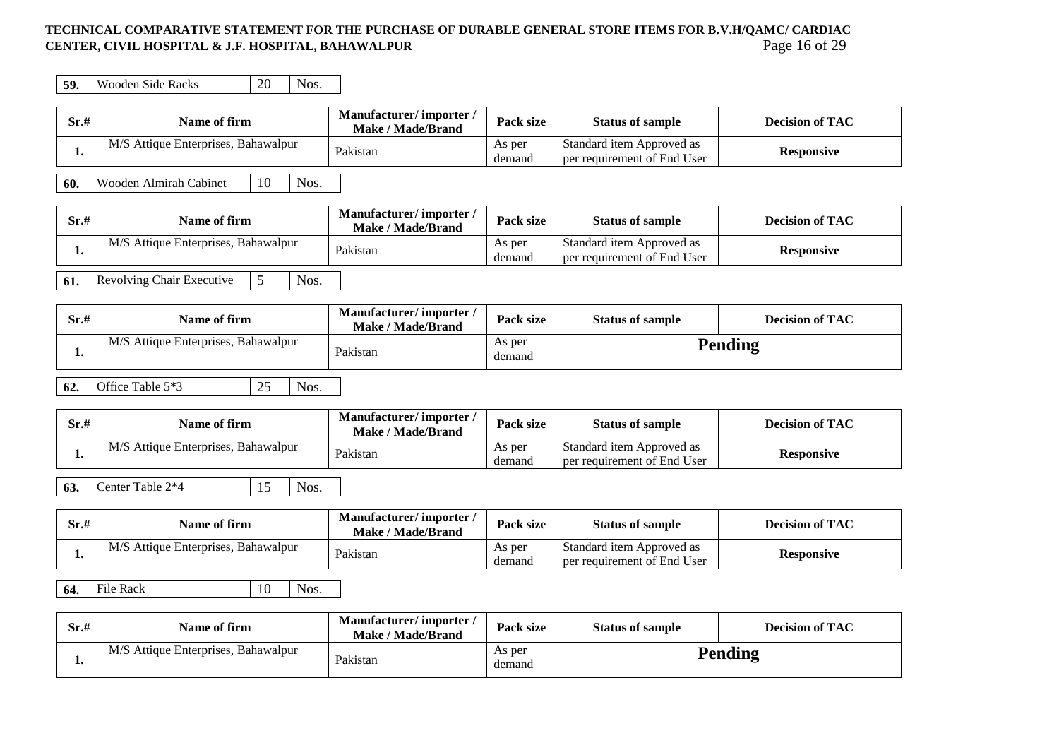| 59. | Wooden Side Racks | 20 | Nos. |
|---|---|---|---|

| Sr.# | Name of firm | Manufacturer/ importer / Make / Made/Brand | Pack size | Status of sample | Decision of TAC |
|---|---|---|---|---|---|
| 1. | M/S Attique Enterprises, Bahawalpur | Pakistan | As per demand | Standard item Approved as per requirement of End User | **Responsive** |

| 60. | Wooden Almirah Cabinet | 10 | Nos. |
|---|---|---|---|

| Sr.# | Name of firm | Manufacturer/ importer / Make / Made/Brand | Pack size | Status of sample | Decision of TAC |
|---|---|---|---|---|---|
| 1. | M/S Attique Enterprises, Bahawalpur | Pakistan | As per demand | Standard item Approved as per requirement of End User | **Responsive** |

| 61. | Revolving Chair Executive | 5 | Nos. |
|---|---|---|---|

| Sr.# | Name of firm | Manufacturer/ importer / Make / Made/Brand | Pack size | Status of sample | Decision of TAC |
|---|---|---|---|---|---|
| 1. | M/S Attique Enterprises, Bahawalpur | Pakistan | As per demand | **Pending** | |

| 62. | Office Table 5*3 | 25 | Nos. |
|---|---|---|---|

| Sr.# | Name of firm | Manufacturer/ importer / Make / Made/Brand | Pack size | Status of sample | Decision of TAC |
|---|---|---|---|---|---|
| 1. | M/S Attique Enterprises, Bahawalpur | Pakistan | As per demand | Standard item Approved as per requirement of End User | **Responsive** |

| 63. | Center Table 2*4 | 15 | Nos. |
|---|---|---|---|

| Sr.# | Name of firm | Manufacturer/ importer / Make / Made/Brand | Pack size | Status of sample | Decision of TAC |
|---|---|---|---|---|---|
| 1. | M/S Attique Enterprises, Bahawalpur | Pakistan | As per demand | Standard item Approved as per requirement of End User | **Responsive** |

| 64. | File Rack | 10 | Nos. |
|---|---|---|---|

| Sr.# | Name of firm | Manufacturer/ importer / Make / Made/Brand | Pack size | Status of sample | Decision of TAC |
|---|---|---|---|---|---|
| 1. | M/S Attique Enterprises, Bahawalpur | Pakistan | As per demand | **Pending** | |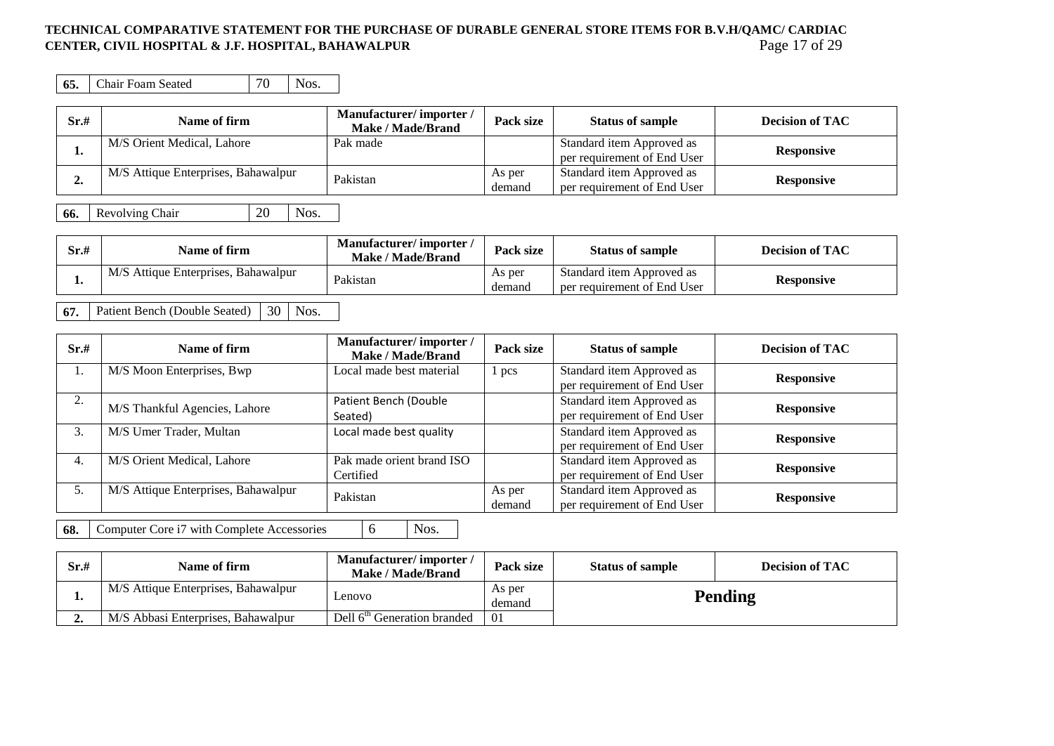| 65. | Chair Foam Seated | 70 | Nos. |
|---|---|---|---|

| Sr.# | Name of firm | Manufacturer/ importer / Make / Made/Brand | Pack size | Status of sample | Decision of TAC |
|---|---|---|---|---|---|
| 1. | M/S Orient Medical, Lahore | Pak made | | Standard item Approved as per requirement of End User | **Responsive** |
| 2. | M/S Attique Enterprises, Bahawalpur | Pakistan | As per demand | Standard item Approved as per requirement of End User | **Responsive** |

| 66. | Revolving Chair | 20 | Nos. |
|---|---|---|---|

| Sr.# | Name of firm | Manufacturer/ importer / Make / Made/Brand | Pack size | Status of sample | Decision of TAC |
|---|---|---|---|---|---|
| 1. | M/S Attique Enterprises, Bahawalpur | Pakistan | As per demand | Standard item Approved as per requirement of End User | **Responsive** |

| 67. | Patient Bench (Double Seated) | 30 | Nos. |
|---|---|---|---|

| Sr.# | Name of firm | Manufacturer/ importer / Make / Made/Brand | Pack size | Status of sample | Decision of TAC |
|---|---|---|---|---|---|
| 1. | M/S Moon Enterprises, Bwp | Local made best material | 1 pcs | Standard item Approved as per requirement of End User | **Responsive** |
| 2. | M/S Thankful Agencies, Lahore | Patient Bench (Double Seated) | | Standard item Approved as per requirement of End User | **Responsive** |
| 3. | M/S Umer Trader, Multan | Local made best quality | | Standard item Approved as per requirement of End User | **Responsive** |
| 4. | M/S Orient Medical, Lahore | Pak made orient brand ISO Certified | | Standard item Approved as per requirement of End User | **Responsive** |
| 5. | M/S Attique Enterprises, Bahawalpur | Pakistan | As per demand | Standard item Approved as per requirement of End User | **Responsive** |

| 68. | Computer Core i7 with Complete Accessories | 6 | Nos. |
|---|---|---|---|

| Sr.# | Name of firm | Manufacturer/ importer / Make / Made/Brand | Pack size | Status of sample | Decision of TAC |
|---|---|---|---|---|---|
| 1. | M/S Attique Enterprises, Bahawalpur | Lenovo | As per demand | **Pending** | |
| 2. | M/S Abbasi Enterprises, Bahawalpur | Dell 6th Generation branded | 01 | | |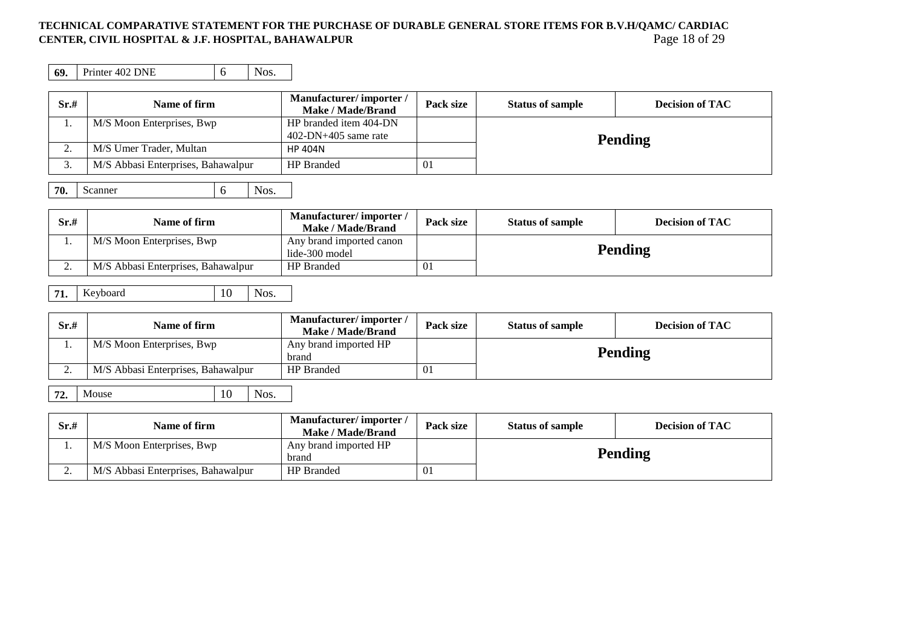| **69.** | Printer 402 DNE | 6 | Nos. |
|---|---|---|---|

| Sr.# | Name of firm | Manufacturer/ importer / Make / Made/Brand | Pack size | Status of sample | Decision of TAC |
|---|---|---|---|---|---|
| 1. | M/S Moon Enterprises, Bwp | HP branded item 404-DN 402-DN+405 same rate | | **Pending** | |
| 2. | M/S Umer Trader, Multan | HP 404N | | | |
| 3. | M/S Abbasi Enterprises, Bahawalpur | HP Branded | 01 | | |

| **70.** | Scanner | 6 | Nos. |
|---|---|---|---|

| Sr.# | Name of firm | Manufacturer/ importer / Make / Made/Brand | Pack size | Status of sample | Decision of TAC |
|---|---|---|---|---|---|
| 1. | M/S Moon Enterprises, Bwp | Any brand imported canon lide-300 model | | **Pending** | |
| 2. | M/S Abbasi Enterprises, Bahawalpur | HP Branded | 01 | | |

| **71.** | Keyboard | 10 | Nos. |
|---|---|---|---|

| Sr.# | Name of firm | Manufacturer/ importer / Make / Made/Brand | Pack size | Status of sample | Decision of TAC |
|---|---|---|---|---|---|
| 1. | M/S Moon Enterprises, Bwp | Any brand imported HP brand | | **Pending** | |
| 2. | M/S Abbasi Enterprises, Bahawalpur | HP Branded | 01 | | |

| **72.** | Mouse | 10 | Nos. |
|---|---|---|---|

| Sr.# | Name of firm | Manufacturer/ importer / Make / Made/Brand | Pack size | Status of sample | Decision of TAC |
|---|---|---|---|---|---|
| 1. | M/S Moon Enterprises, Bwp | Any brand imported HP brand | | **Pending** | |
| 2. | M/S Abbasi Enterprises, Bahawalpur | HP Branded | 01 | | |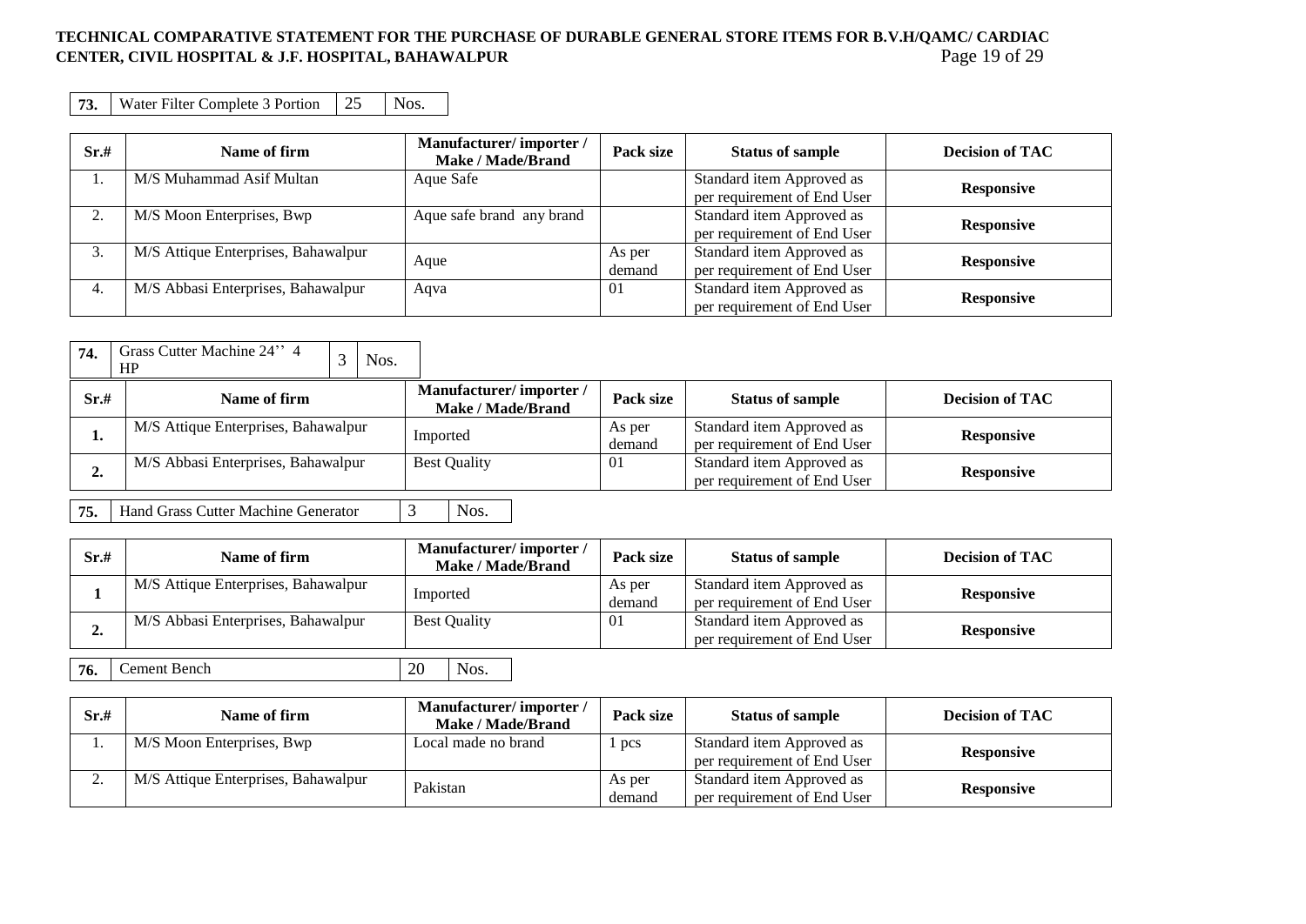| **73.** | Water Filter Complete 3 Portion | 25 | Nos. |
|---|---|---|---|

| **Sr.#** | **Name of firm** | **Manufacturer/ importer / Make / Made/Brand** | **Pack size** | **Status of sample** | **Decision of TAC** |
|---|---|---|---|---|---|
| 1. | M/S Muhammad Asif Multan | Aque Safe | | Standard item Approved as per requirement of End User | **Responsive** |
| 2. | M/S Moon Enterprises, Bwp | Aque safe brand any brand | | Standard item Approved as per requirement of End User | **Responsive** |
| 3. | M/S Attique Enterprises, Bahawalpur | Aque | As per demand | Standard item Approved as per requirement of End User | **Responsive** |
| 4. | M/S Abbasi Enterprises, Bahawalpur | Aqva | 01 | Standard item Approved as per requirement of End User | **Responsive** |

| **74.** | Grass Cutter Machine 24'' 4 HP | 3 | Nos. |
|---|---|---|---|

| **Sr.#** | **Name of firm** | **Manufacturer/ importer / Make / Made/Brand** | **Pack size** | **Status of sample** | **Decision of TAC** |
|---|---|---|---|---|---|
| **1.** | M/S Attique Enterprises, Bahawalpur | Imported | As per demand | Standard item Approved as per requirement of End User | **Responsive** |
| **2.** | M/S Abbasi Enterprises, Bahawalpur | Best Quality | 01 | Standard item Approved as per requirement of End User | **Responsive** |

| **75.** | Hand Grass Cutter Machine Generator | 3 | Nos. |
|---|---|---|---|

| **Sr.#** | **Name of firm** | **Manufacturer/ importer / Make / Made/Brand** | **Pack size** | **Status of sample** | **Decision of TAC** |
|---|---|---|---|---|---|
| **1** | M/S Attique Enterprises, Bahawalpur | Imported | As per demand | Standard item Approved as per requirement of End User | **Responsive** |
| **2.** | M/S Abbasi Enterprises, Bahawalpur | Best Quality | 01 | Standard item Approved as per requirement of End User | **Responsive** |

| **76.** | Cement Bench | 20 | Nos. |
|---|---|---|---|

| **Sr.#** | **Name of firm** | **Manufacturer/ importer / Make / Made/Brand** | **Pack size** | **Status of sample** | **Decision of TAC** |
|---|---|---|---|---|---|
| 1. | M/S Moon Enterprises, Bwp | Local made no brand | 1 pcs | Standard item Approved as per requirement of End User | **Responsive** |
| 2. | M/S Attique Enterprises, Bahawalpur | Pakistan | As per demand | Standard item Approved as per requirement of End User | **Responsive** |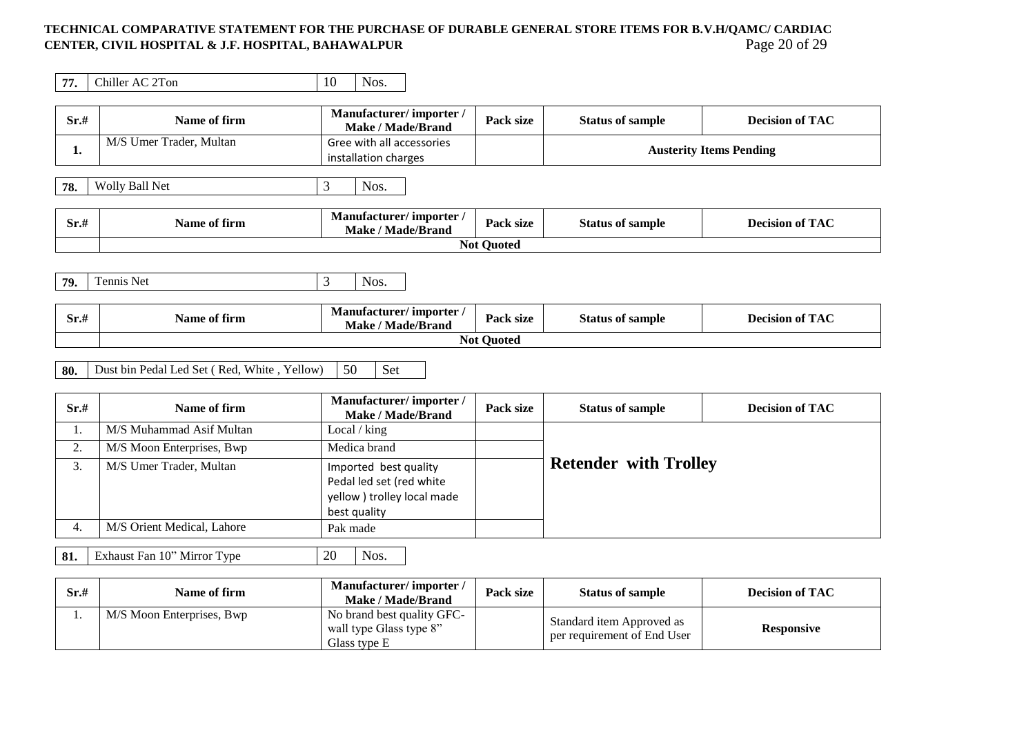| 77. | Chiller AC 2Ton | 10 | Nos. |
|---|---|---|---|

| Sr.# | Name of firm | Manufacturer/ importer / Make / Made/Brand | Pack size | Status of sample | Decision of TAC |
|---|---|---|---|---|---|
| 1. | M/S Umer Trader, Multan | Gree with all accessories installation charges | | Austerity Items Pending | |

| 78. | Wolly Ball Net | 3 | Nos. |
|---|---|---|---|

| Sr.# | Name of firm | Manufacturer/ importer / Make / Made/Brand | Pack size | Status of sample | Decision of TAC |
|---|---|---|---|---|---|
| | Not Quoted | | | | |

| 79. | Tennis Net | 3 | Nos. |
|---|---|---|---|

| Sr.# | Name of firm | Manufacturer/ importer / Make / Made/Brand | Pack size | Status of sample | Decision of TAC |
|---|---|---|---|---|---|
| | Not Quoted | | | | |

| 80. | Dust bin Pedal Led Set ( Red, White , Yellow) | 50 | Set |
|---|---|---|---|

| Sr.# | Name of firm | Manufacturer/ importer / Make / Made/Brand | Pack size | Status of sample | Decision of TAC |
|---|---|---|---|---|---|
| 1. | M/S Muhammad Asif Multan | Local / king | | **Retender with Trolley** | |
| 2. | M/S Moon Enterprises, Bwp | Medica brand | | | |
| 3. | M/S Umer Trader, Multan | Imported best quality Pedal led set (red white yellow ) trolley local made best quality | | | |
| 4. | M/S Orient Medical, Lahore | Pak made | | | |

| 81. | Exhaust Fan 10" Mirror Type | 20 | Nos. |
|---|---|---|---|

| Sr.# | Name of firm | Manufacturer/ importer / Make / Made/Brand | Pack size | Status of sample | Decision of TAC |
|---|---|---|---|---|---|
| 1. | M/S Moon Enterprises, Bwp | No brand best quality GFC-wall type Glass type 8" Glass type E | | Standard item Approved as per requirement of End User | Responsive |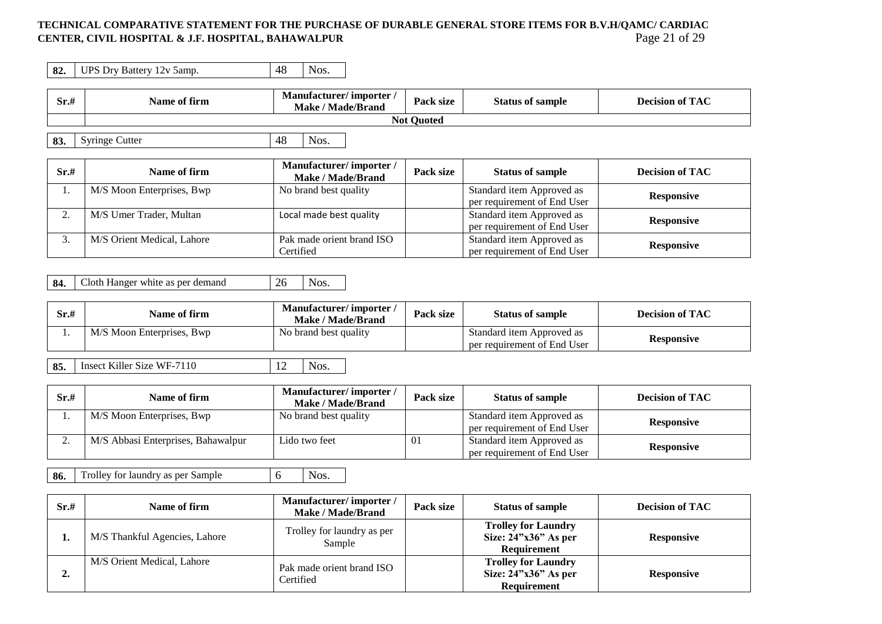| 82. | UPS Dry Battery 12v 5amp. | 48 | Nos. |
|---|---|---|---|

| Sr.# | Name of firm | Manufacturer/ importer / Make / Made/Brand | Pack size | Status of sample | Decision of TAC |
|---|---|---|---|---|---|
| | Not Quoted | | | | |

| 83. | Syringe Cutter | 48 | Nos. |
|---|---|---|---|

| Sr.# | Name of firm | Manufacturer/ importer / Make / Made/Brand | Pack size | Status of sample | Decision of TAC |
|---|---|---|---|---|---|
| 1. | M/S Moon Enterprises, Bwp | No brand best quality | | Standard item Approved as per requirement of End User | **Responsive** |
| 2. | M/S Umer Trader, Multan | Local made best quality | | Standard item Approved as per requirement of End User | **Responsive** |
| 3. | M/S Orient Medical, Lahore | Pak made orient brand ISO Certified | | Standard item Approved as per requirement of End User | **Responsive** |

| 84. | Cloth Hanger white as per demand | 26 | Nos. |
|---|---|---|---|

| Sr.# | Name of firm | Manufacturer/ importer / Make / Made/Brand | Pack size | Status of sample | Decision of TAC |
|---|---|---|---|---|---|
| 1. | M/S Moon Enterprises, Bwp | No brand best quality | | Standard item Approved as per requirement of End User | **Responsive** |

| 85. | Insect Killer Size WF-7110 | 12 | Nos. |
|---|---|---|---|

| Sr.# | Name of firm | Manufacturer/ importer / Make / Made/Brand | Pack size | Status of sample | Decision of TAC |
|---|---|---|---|---|---|
| 1. | M/S Moon Enterprises, Bwp | No brand best quality | | Standard item Approved as per requirement of End User | **Responsive** |
| 2. | M/S Abbasi Enterprises, Bahawalpur | Lido two feet | 01 | Standard item Approved as per requirement of End User | **Responsive** |

| 86. | Trolley for laundry as per Sample | 6 | Nos. |
|---|---|---|---|

| Sr.# | Name of firm | Manufacturer/ importer / Make / Made/Brand | Pack size | Status of sample | Decision of TAC |
|---|---|---|---|---|---|
| **1.** | M/S Thankful Agencies, Lahore | Trolley for laundry as per Sample | | **Trolley for Laundry Size: 24"x36" As per Requirement** | **Responsive** |
| **2.** | M/S Orient Medical, Lahore | Pak made orient brand ISO Certified | | **Trolley for Laundry Size: 24"x36" As per Requirement** | **Responsive** |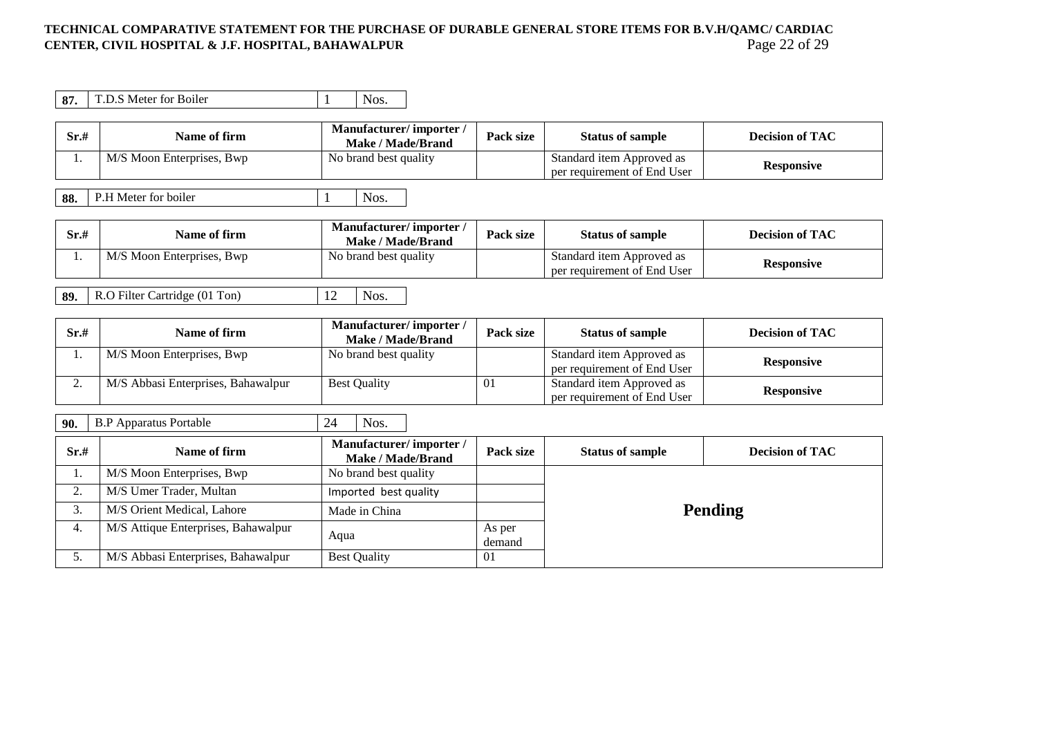| 87. | T.D.S Meter for Boiler | 1 | Nos. |
|---|---|---|---|

| Sr.# | Name of firm | Manufacturer/ importer / Make / Made/Brand | Pack size | Status of sample | Decision of TAC |
|---|---|---|---|---|---|
| 1. | M/S Moon Enterprises, Bwp | No brand best quality | | Standard item Approved as per requirement of End User | **Responsive** |

| 88. | P.H Meter for boiler | 1 | Nos. |
|---|---|---|---|

| Sr.# | Name of firm | Manufacturer/ importer / Make / Made/Brand | Pack size | Status of sample | Decision of TAC |
|---|---|---|---|---|---|
| 1. | M/S Moon Enterprises, Bwp | No brand best quality | | Standard item Approved as per requirement of End User | **Responsive** |

| 89. | R.O Filter Cartridge (01 Ton) | 12 | Nos. |
|---|---|---|---|

| Sr.# | Name of firm | Manufacturer/ importer / Make / Made/Brand | Pack size | Status of sample | Decision of TAC |
|---|---|---|---|---|---|
| 1. | M/S Moon Enterprises, Bwp | No brand best quality | | Standard item Approved as per requirement of End User | **Responsive** |
| 2. | M/S Abbasi Enterprises, Bahawalpur | Best Quality | 01 | Standard item Approved as per requirement of End User | **Responsive** |

| 90. | B.P Apparatus Portable | 24 | Nos. |
|---|---|---|---|

| Sr.# | Name of firm | Manufacturer/ importer / Make / Made/Brand | Pack size | Status of sample | Decision of TAC |
|---|---|---|---|---|---|
| 1. | M/S Moon Enterprises, Bwp | No brand best quality | | **Pending** | |
| 2. | M/S Umer Trader, Multan | Imported best quality | | | |
| 3. | M/S Orient Medical, Lahore | Made in China | | | |
| 4. | M/S Attique Enterprises, Bahawalpur | Aqua | As per demand | | |
| 5. | M/S Abbasi Enterprises, Bahawalpur | Best Quality | 01 | | |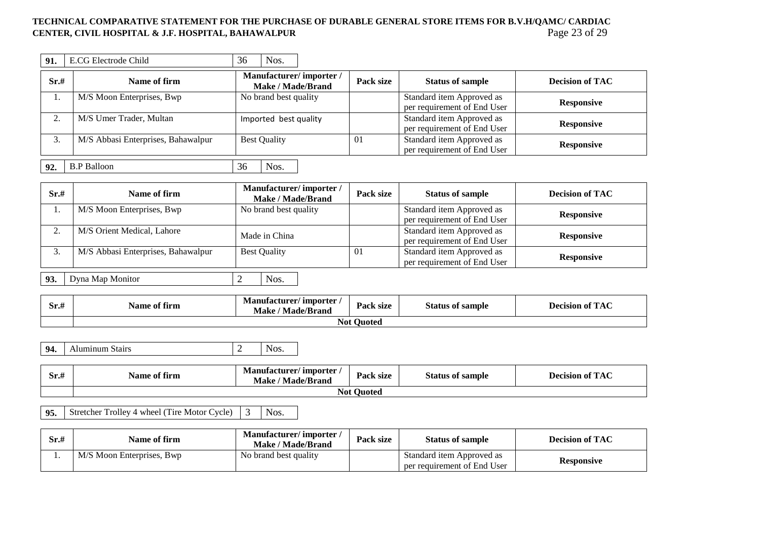| 91. | E.CG Electrode Child | 36 | Nos. |
|---|---|---|---|

| Sr.# | Name of firm | Manufacturer/ importer / Make / Made/Brand | Pack size | Status of sample | Decision of TAC |
|---|---|---|---|---|---|
| 1. | M/S Moon Enterprises, Bwp | No brand best quality | | Standard item Approved as per requirement of End User | **Responsive** |
| 2. | M/S Umer Trader, Multan | Imported best quality | | Standard item Approved as per requirement of End User | **Responsive** |
| 3. | M/S Abbasi Enterprises, Bahawalpur | Best Quality | 01 | Standard item Approved as per requirement of End User | **Responsive** |

| 92. | B.P Balloon | 36 | Nos. |
|---|---|---|---|

| Sr.# | Name of firm | Manufacturer/ importer / Make / Made/Brand | Pack size | Status of sample | Decision of TAC |
|---|---|---|---|---|---|
| 1. | M/S Moon Enterprises, Bwp | No brand best quality | | Standard item Approved as per requirement of End User | **Responsive** |
| 2. | M/S Orient Medical, Lahore | Made in China | | Standard item Approved as per requirement of End User | **Responsive** |
| 3. | M/S Abbasi Enterprises, Bahawalpur | Best Quality | 01 | Standard item Approved as per requirement of End User | **Responsive** |

| 93. | Dyna Map Monitor | 2 | Nos. |
|---|---|---|---|

| Sr.# | Name of firm | Manufacturer/ importer / Make / Made/Brand | Pack size | Status of sample | Decision of TAC |
|---|---|---|---|---|---|
| | **Not Quoted** | | | | |

| 94. | Aluminum Stairs | 2 | Nos. |
|---|---|---|---|

| Sr.# | Name of firm | Manufacturer/ importer / Make / Made/Brand | Pack size | Status of sample | Decision of TAC |
|---|---|---|---|---|---|
| | **Not Quoted** | | | | |

| 95. | Stretcher Trolley 4 wheel (Tire Motor Cycle) | 3 | Nos. |
|---|---|---|---|

| Sr.# | Name of firm | Manufacturer/ importer / Make / Made/Brand | Pack size | Status of sample | Decision of TAC |
|---|---|---|---|---|---|
| 1. | M/S Moon Enterprises, Bwp | No brand best quality | | Standard item Approved as per requirement of End User | **Responsive** |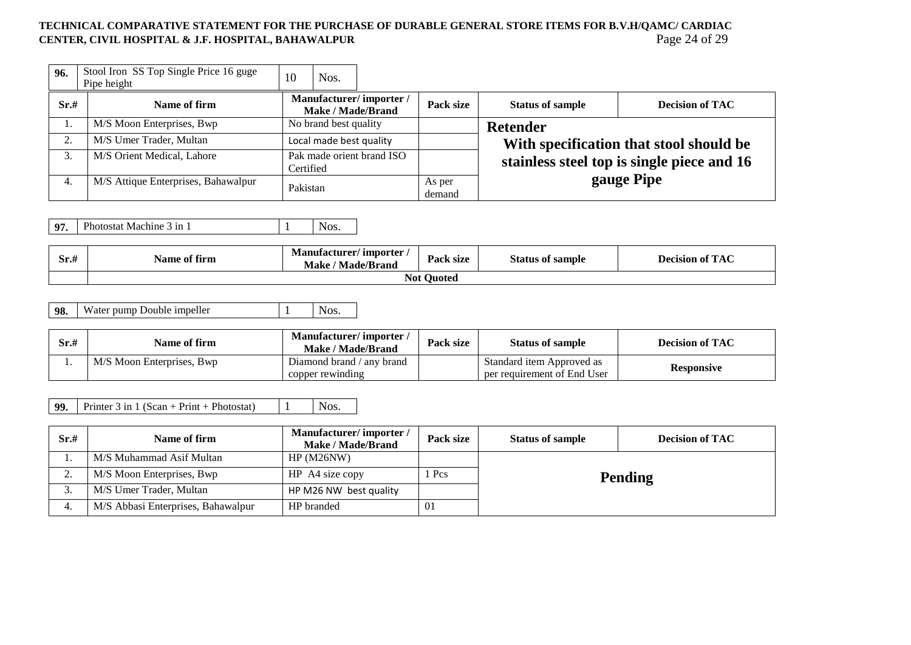| 96. | Stool Iron SS Top Single Price 16 guge Pipe height | 10 | Nos. |
|---|---|---|---|

| Sr.# | Name of firm | Manufacturer/ importer / Make / Made/Brand | Pack size | Status of sample | Decision of TAC |
|---|---|---|---|---|---|
| 1. | M/S Moon Enterprises, Bwp | No brand best quality | | **Retender With specification that stool should be stainless steel top is single piece and 16 gauge Pipe** | |
| 2. | M/S Umer Trader, Multan | Local made best quality | | | |
| 3. | M/S Orient Medical, Lahore | Pak made orient brand ISO Certified | | | |
| 4. | M/S Attique Enterprises, Bahawalpur | Pakistan | As per demand | | |

| 97. | Photostat Machine 3 in 1 | 1 | Nos. |
|---|---|---|---|

| Sr.# | Name of firm | Manufacturer/ importer / Make / Made/Brand | Pack size | Status of sample | Decision of TAC |
|---|---|---|---|---|---|
| | **Not Quoted** | | | | |

| 98. | Water pump Double impeller | 1 | Nos. |
|---|---|---|---|

| Sr.# | Name of firm | Manufacturer/ importer / Make / Made/Brand | Pack size | Status of sample | Decision of TAC |
|---|---|---|---|---|---|
| 1. | M/S Moon Enterprises, Bwp | Diamond brand / any brand copper rewinding | | Standard item Approved as per requirement of End User | **Responsive** |

| 99. | Printer 3 in 1 (Scan + Print + Photostat) | 1 | Nos. |
|---|---|---|---|

| Sr.# | Name of firm | Manufacturer/ importer / Make / Made/Brand | Pack size | Status of sample | Decision of TAC |
|---|---|---|---|---|---|
| 1. | M/S Muhammad Asif Multan | HP (M26NW) | | **Pending** | |
| 2. | M/S Moon Enterprises, Bwp | HP A4 size copy | 1 Pcs | | |
| 3. | M/S Umer Trader, Multan | HP M26 NW best quality | | | |
| 4. | M/S Abbasi Enterprises, Bahawalpur | HP branded | 01 | | |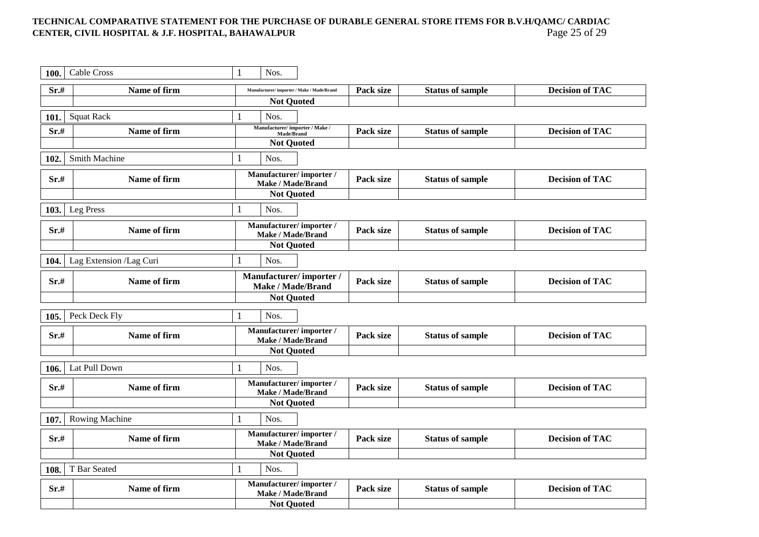| 100. | Cable Cross | 1 | Nos. |
|---|---|---|---|

| Sr.# | Name of firm | Manufacturer/ importer / Make / Made/Brand | Pack size | Status of sample | Decision of TAC |
|---|---|---|---|---|---|
| | | Not Quoted | | | |

| 101. | Squat Rack | 1 | Nos. |
|---|---|---|---|

| Sr.# | Name of firm | Manufacturer/ importer / Make / Made/Brand | Pack size | Status of sample | Decision of TAC |
|---|---|---|---|---|---|
| | | Not Quoted | | | |

| 102. | Smith Machine | 1 | Nos. |
|---|---|---|---|

| Sr.# | Name of firm | Manufacturer/ importer / Make / Made/Brand | Pack size | Status of sample | Decision of TAC |
|---|---|---|---|---|---|
| | | Not Quoted | | | |

| 103. | Leg Press | 1 | Nos. |
|---|---|---|---|

| Sr.# | Name of firm | Manufacturer/ importer / Make / Made/Brand | Pack size | Status of sample | Decision of TAC |
|---|---|---|---|---|---|
| | | Not Quoted | | | |

| 104. | Lag Extension /Lag Curi | 1 | Nos. |
|---|---|---|---|

| Sr.# | Name of firm | Manufacturer/ importer / Make / Made/Brand | Pack size | Status of sample | Decision of TAC |
|---|---|---|---|---|---|
| | | Not Quoted | | | |

| 105. | Peck Deck Fly | 1 | Nos. |
|---|---|---|---|

| Sr.# | Name of firm | Manufacturer/ importer / Make / Made/Brand | Pack size | Status of sample | Decision of TAC |
|---|---|---|---|---|---|
| | | Not Quoted | | | |

| 106. | Lat Pull Down | 1 | Nos. |
|---|---|---|---|

| Sr.# | Name of firm | Manufacturer/ importer / Make / Made/Brand | Pack size | Status of sample | Decision of TAC |
|---|---|---|---|---|---|
| | | Not Quoted | | | |

| 107. | Rowing Machine | 1 | Nos. |
|---|---|---|---|

| Sr.# | Name of firm | Manufacturer/ importer / Make / Made/Brand | Pack size | Status of sample | Decision of TAC |
|---|---|---|---|---|---|
| | | Not Quoted | | | |

| 108. | T Bar Seated | 1 | Nos. |
|---|---|---|---|

| Sr.# | Name of firm | Manufacturer/ importer / Make / Made/Brand | Pack size | Status of sample | Decision of TAC |
|---|---|---|---|---|---|
| | | Not Quoted | | | |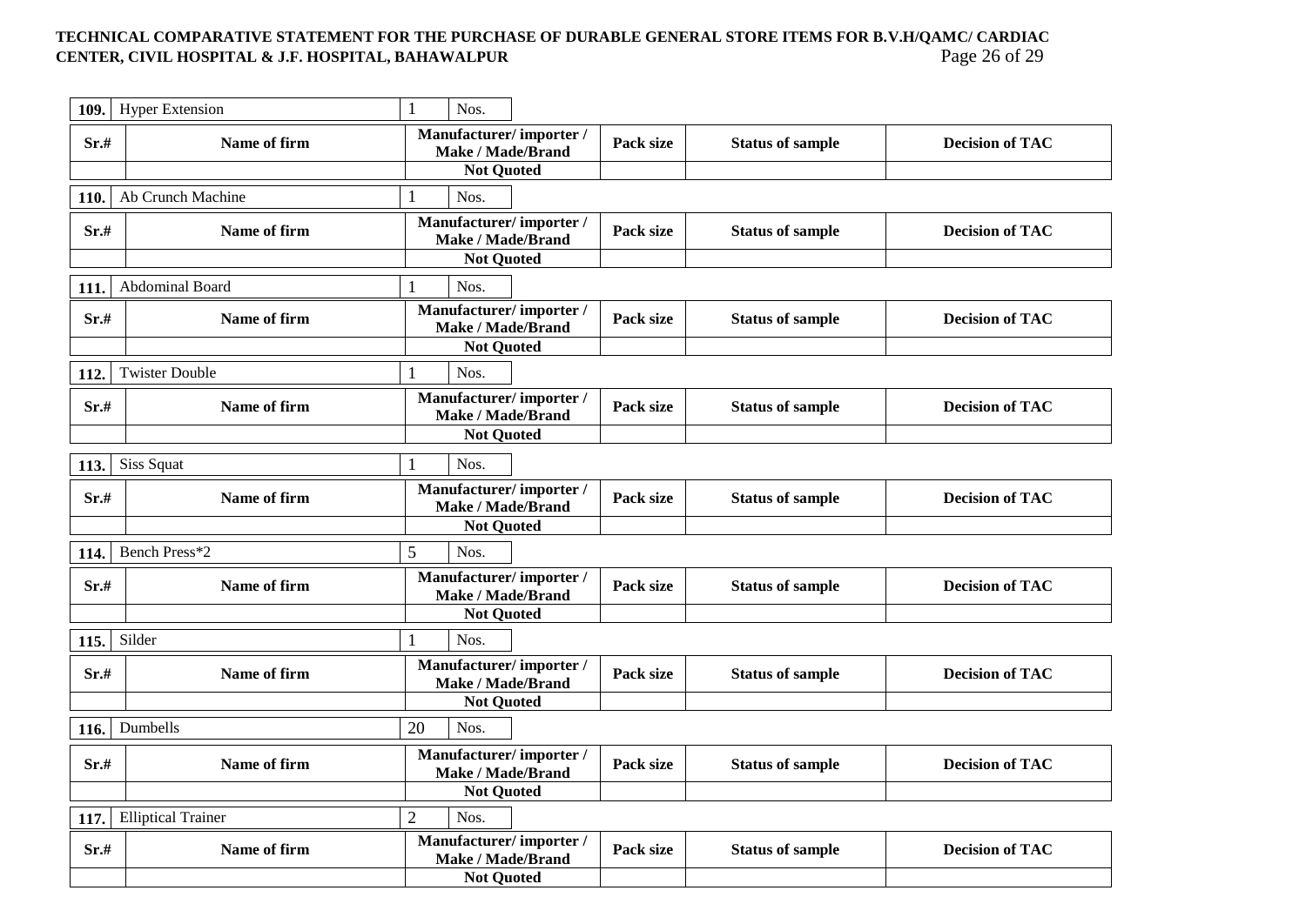| 109. | Hyper Extension | 1 | Nos. |
|---|---|---|---|

| Sr.# | Name of firm | Manufacturer/ importer / Make / Made/Brand | Pack size | Status of sample | Decision of TAC |
|---|---|---|---|---|---|
| | | Not Quoted | | | |

| 110. | Ab Crunch Machine | 1 | Nos. |
|---|---|---|---|

| Sr.# | Name of firm | Manufacturer/ importer / Make / Made/Brand | Pack size | Status of sample | Decision of TAC |
|---|---|---|---|---|---|
| | | Not Quoted | | | |

| 111. | Abdominal Board | 1 | Nos. |
|---|---|---|---|

| Sr.# | Name of firm | Manufacturer/ importer / Make / Made/Brand | Pack size | Status of sample | Decision of TAC |
|---|---|---|---|---|---|
| | | Not Quoted | | | |

| 112. | Twister Double | 1 | Nos. |
|---|---|---|---|

| Sr.# | Name of firm | Manufacturer/ importer / Make / Made/Brand | Pack size | Status of sample | Decision of TAC |
|---|---|---|---|---|---|
| | | Not Quoted | | | |

| 113. | Siss Squat | 1 | Nos. |
|---|---|---|---|

| Sr.# | Name of firm | Manufacturer/ importer / Make / Made/Brand | Pack size | Status of sample | Decision of TAC |
|---|---|---|---|---|---|
| | | Not Quoted | | | |

| 114. | Bench Press*2 | 5 | Nos. |
|---|---|---|---|

| Sr.# | Name of firm | Manufacturer/ importer / Make / Made/Brand | Pack size | Status of sample | Decision of TAC |
|---|---|---|---|---|---|
| | | Not Quoted | | | |

| 115. | Silder | 1 | Nos. |
|---|---|---|---|

| Sr.# | Name of firm | Manufacturer/ importer / Make / Made/Brand | Pack size | Status of sample | Decision of TAC |
|---|---|---|---|---|---|
| | | Not Quoted | | | |

| 116. | Dumbells | 20 | Nos. |
|---|---|---|---|

| Sr.# | Name of firm | Manufacturer/ importer / Make / Made/Brand | Pack size | Status of sample | Decision of TAC |
|---|---|---|---|---|---|
| | | Not Quoted | | | |

| 117. | Elliptical Trainer | 2 | Nos. |
|---|---|---|---|

| Sr.# | Name of firm | Manufacturer/ importer / Make / Made/Brand | Pack size | Status of sample | Decision of TAC |
|---|---|---|---|---|---|
| | | Not Quoted | | | |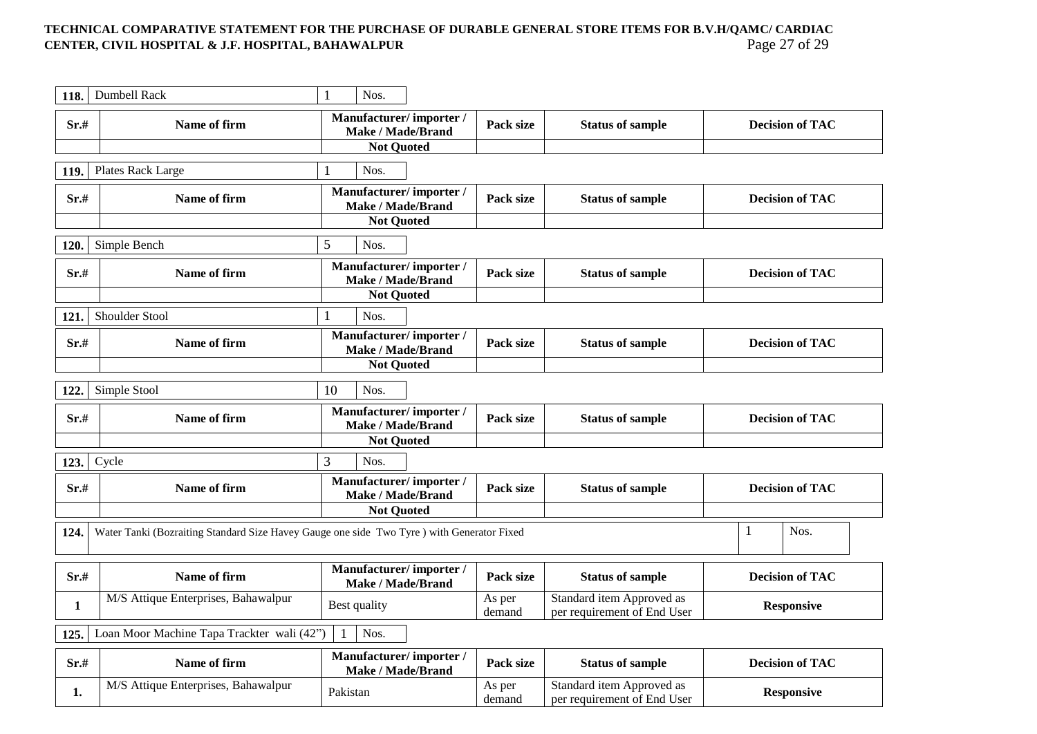| 118. | Dumbell Rack | 1 | Nos. |
|---|---|---|---|

| Sr.# | Name of firm | Manufacturer/ importer / Make / Made/Brand | Pack size | Status of sample | Decision of TAC |
|---|---|---|---|---|---|
| | | Not Quoted | | | |

| 119. | Plates Rack Large | 1 | Nos. |
|---|---|---|---|

| Sr.# | Name of firm | Manufacturer/ importer / Make / Made/Brand | Pack size | Status of sample | Decision of TAC |
|---|---|---|---|---|---|
| | | Not Quoted | | | |

| 120. | Simple Bench | 5 | Nos. |
|---|---|---|---|

| Sr.# | Name of firm | Manufacturer/ importer / Make / Made/Brand | Pack size | Status of sample | Decision of TAC |
|---|---|---|---|---|---|
| | | Not Quoted | | | |

| 121. | Shoulder Stool | 1 | Nos. |
|---|---|---|---|

| Sr.# | Name of firm | Manufacturer/ importer / Make / Made/Brand | Pack size | Status of sample | Decision of TAC |
|---|---|---|---|---|---|
| | | Not Quoted | | | |

| 122. | Simple Stool | 10 | Nos. |
|---|---|---|---|

| Sr.# | Name of firm | Manufacturer/ importer / Make / Made/Brand | Pack size | Status of sample | Decision of TAC |
|---|---|---|---|---|---|
| | | Not Quoted | | | |

| 123. | Cycle | 3 | Nos. |
|---|---|---|---|

| Sr.# | Name of firm | Manufacturer/ importer / Make / Made/Brand | Pack size | Status of sample | Decision of TAC |
|---|---|---|---|---|---|
| | | Not Quoted | | | |

| 124. | Water Tanki (Bozraiting Standard Size Havey Gauge one side Two Tyre ) with Generator Fixed | 1 | Nos. |
|---|---|---|---|

| Sr.# | Name of firm | Manufacturer/ importer / Make / Made/Brand | Pack size | Status of sample | Decision of TAC |
|---|---|---|---|---|---|
| 1 | M/S Attique Enterprises, Bahawalpur | Best quality | As per demand | Standard item Approved as per requirement of End User | Responsive |

| 125. | Loan Moor Machine Tapa Trackter wali (42") | 1 | Nos. |
|---|---|---|---|

| Sr.# | Name of firm | Manufacturer/ importer / Make / Made/Brand | Pack size | Status of sample | Decision of TAC |
|---|---|---|---|---|---|
| 1. | M/S Attique Enterprises, Bahawalpur | Pakistan | As per demand | Standard item Approved as per requirement of End User | Responsive |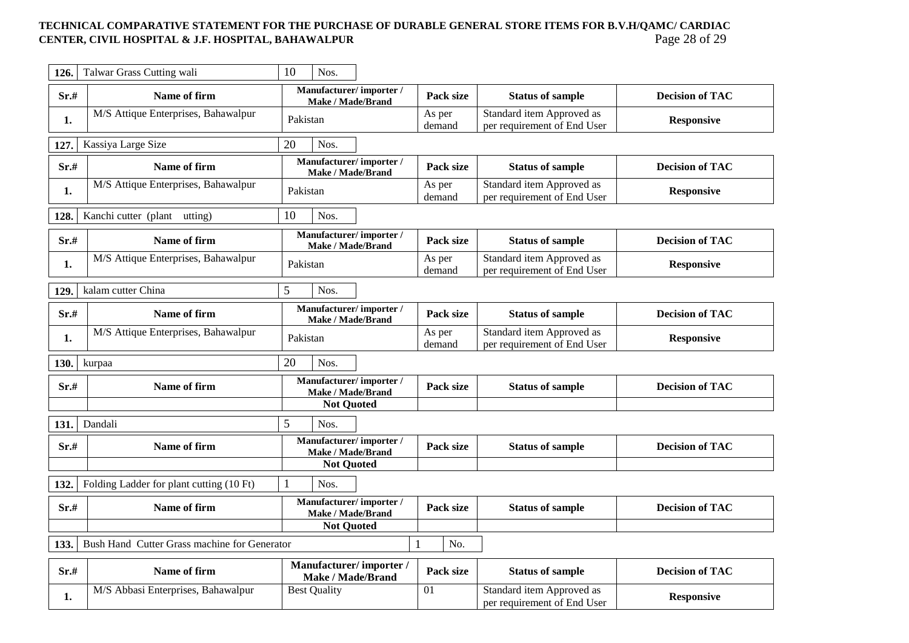| 126. | Talwar Grass Cutting wali | 10 | Nos. |
|---|---|---|---|

| Sr.# | Name of firm | Manufacturer/ importer / Make / Made/Brand | Pack size | Status of sample | Decision of TAC |
|---|---|---|---|---|---|
| 1. | M/S Attique Enterprises, Bahawalpur | Pakistan | As per demand | Standard item Approved as per requirement of End User | **Responsive** |

| 127. | Kassiya Large Size | 20 | Nos. |
|---|---|---|---|

| Sr.# | Name of firm | Manufacturer/ importer / Make / Made/Brand | Pack size | Status of sample | Decision of TAC |
|---|---|---|---|---|---|
| 1. | M/S Attique Enterprises, Bahawalpur | Pakistan | As per demand | Standard item Approved as per requirement of End User | **Responsive** |

| 128. | Kanchi cutter (plant utting) | 10 | Nos. |
|---|---|---|---|

| Sr.# | Name of firm | Manufacturer/ importer / Make / Made/Brand | Pack size | Status of sample | Decision of TAC |
|---|---|---|---|---|---|
| 1. | M/S Attique Enterprises, Bahawalpur | Pakistan | As per demand | Standard item Approved as per requirement of End User | **Responsive** |

| 129. | kalam cutter China | 5 | Nos. |
|---|---|---|---|

| Sr.# | Name of firm | Manufacturer/ importer / Make / Made/Brand | Pack size | Status of sample | Decision of TAC |
|---|---|---|---|---|---|
| 1. | M/S Attique Enterprises, Bahawalpur | Pakistan | As per demand | Standard item Approved as per requirement of End User | **Responsive** |

| 130. | kurpaa | 20 | Nos. |
|---|---|---|---|

| Sr.# | Name of firm | Manufacturer/ importer / Make / Made/Brand | Pack size | Status of sample | Decision of TAC |
|---|---|---|---|---|---|
| | | **Not Quoted** | | | |

| 131. | Dandali | 5 | Nos. |
|---|---|---|---|

| Sr.# | Name of firm | Manufacturer/ importer / Make / Made/Brand | Pack size | Status of sample | Decision of TAC |
|---|---|---|---|---|---|
| | | **Not Quoted** | | | |

| 132. | Folding Ladder for plant cutting (10 Ft) | 1 | Nos. |
|---|---|---|---|

| Sr.# | Name of firm | Manufacturer/ importer / Make / Made/Brand | Pack size | Status of sample | Decision of TAC |
|---|---|---|---|---|---|
| | | **Not Quoted** | | | |

| 133. | Bush Hand Cutter Grass machine for Generator | 1 | No. |
|---|---|---|---|

| Sr.# | Name of firm | Manufacturer/ importer / Make / Made/Brand | Pack size | Status of sample | Decision of TAC |
|---|---|---|---|---|---|
| 1. | M/S Abbasi Enterprises, Bahawalpur | Best Quality | 01 | Standard item Approved as per requirement of End User | **Responsive** |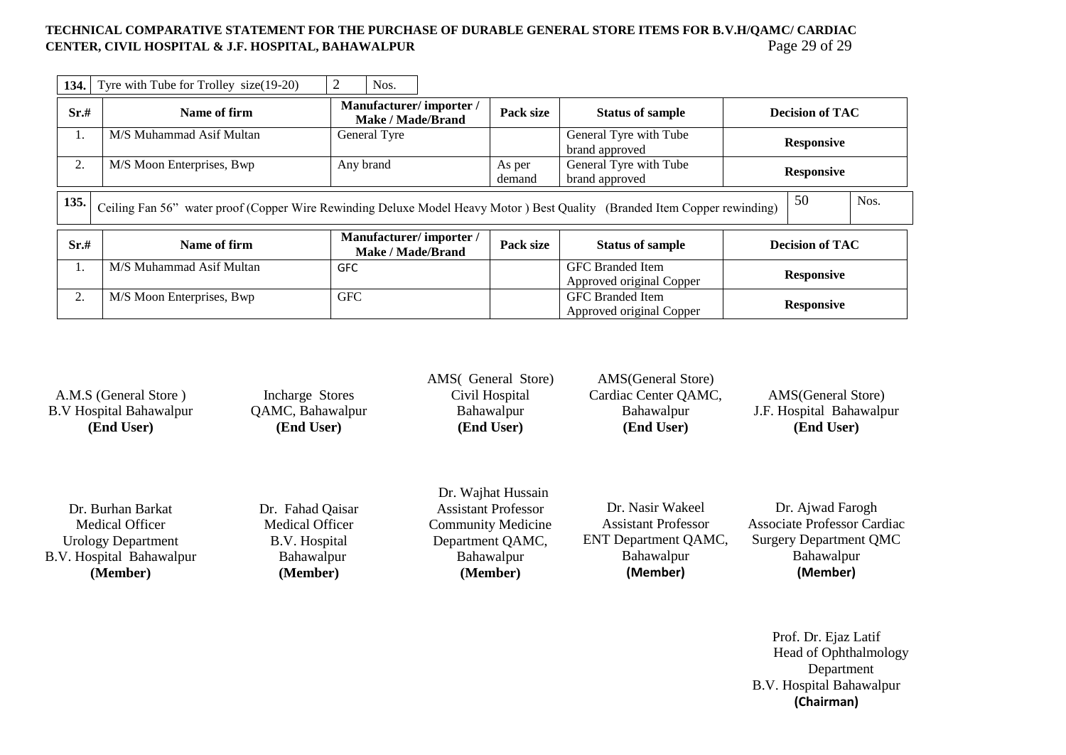**TECHNICAL COMPARATIVE STATEMENT FOR THE PURCHASE OF DURABLE GENERAL STORE ITEMS FOR B.V.H/QAMC/ CARDIAC CENTER, CIVIL HOSPITAL & J.F. HOSPITAL, BAHAWALPUR**

| **134.** | Tyre with Tube for Trolley size(19-20) | 2 | Nos. |
|---|---|---|---|

| Sr.# | Name of firm | Manufacturer/ importer / Make / Made/Brand | Pack size | Status of sample | Decision of TAC |
|---|---|---|---|---|---|
| 1. | M/S Muhammad Asif Multan | General Tyre | | General Tyre with Tube brand approved | **Responsive** |
| 2. | M/S Moon Enterprises, Bwp | Any brand | As per demand | General Tyre with Tube brand approved | **Responsive** |

| **135.** | Ceiling Fan 56" water proof (Copper Wire Rewinding Deluxe Model Heavy Motor ) Best Quality (Branded Item Copper rewinding) | 50 | Nos. |
|---|---|---|---|

| Sr.# | Name of firm | Manufacturer/ importer / Make / Made/Brand | Pack size | Status of sample | Decision of TAC |
|---|---|---|---|---|---|
| 1. | M/S Muhammad Asif Multan | GFC | | GFC Branded Item Approved original Copper | **Responsive** |
| 2. | M/S Moon Enterprises, Bwp | GFC | | GFC Branded Item Approved original Copper | **Responsive** |

A.M.S (General Store )
B.V Hospital Bahawalpur
**(End User)**

Incharge Stores
QAMC, Bahawalpur
**(End User)**

AMS( General Store)
Civil Hospital
Bahawalpur
**(End User)**

AMS(General Store)
Cardiac Center QAMC,
Bahawalpur
**(End User)**

AMS(General Store)
J.F. Hospital Bahawalpur
**(End User)**

Dr. Burhan Barkat
Medical Officer
Urology Department
B.V. Hospital Bahawalpur
**(Member)**

Dr. Fahad Qaisar
Medical Officer
B.V. Hospital
Bahawalpur
**(Member)**

Dr. Wajhat Hussain
Assistant Professor
Community Medicine
Department QAMC,
Bahawalpur
**(Member)**

Dr. Nasir Wakeel
Assistant Professor
ENT Department QAMC,
Bahawalpur
**(Member)**

Dr. Ajwad Farogh
Associate Professor Cardiac
Surgery Department QMC
Bahawalpur
**(Member)**

Prof. Dr. Ejaz Latif
Head of Ophthalmology
Department
B.V. Hospital Bahawalpur
**(Chairman)**